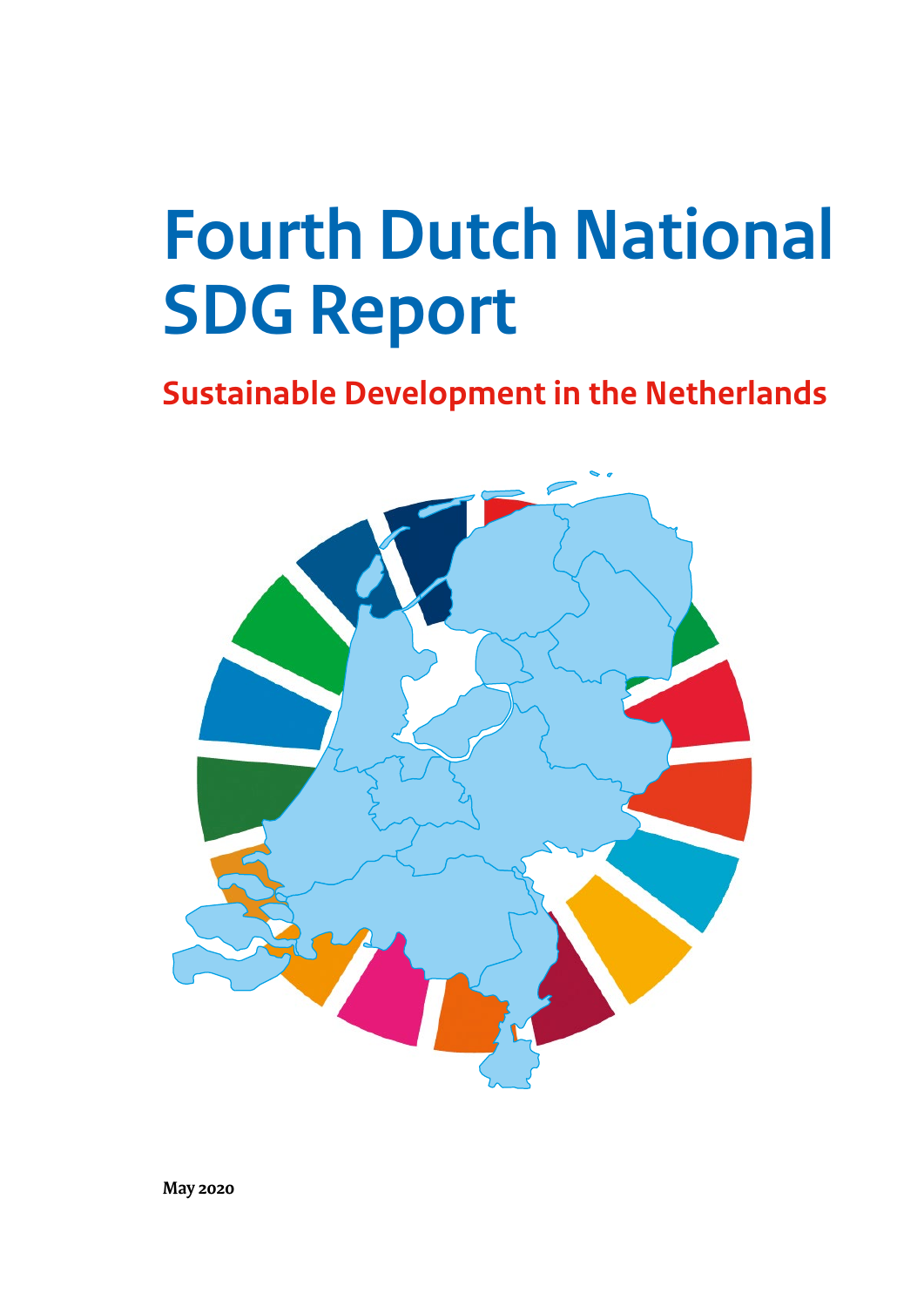# Fourth Dutch National SDG Report

## Sustainable Development in the Netherlands

May 2020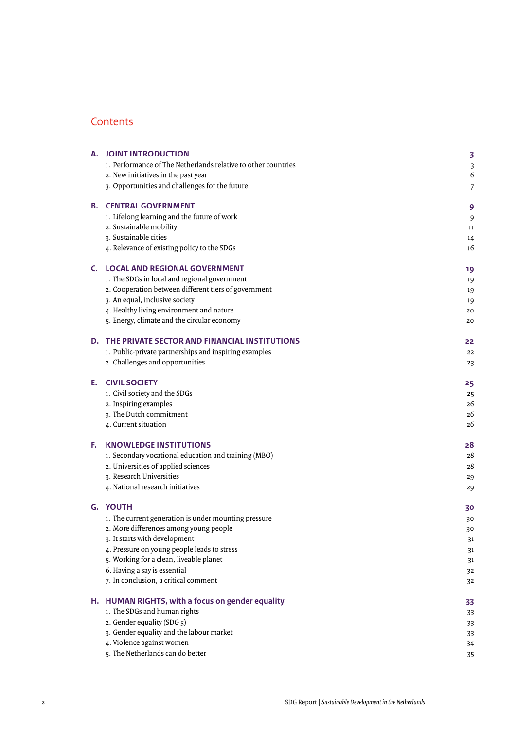# Contents

| | | |
|---|---|---|
| **A.** | **JOINT INTRODUCTION** | **3** |
| | 1. Performance of The Netherlands relative to other countries | 3 |
| | 2. New initiatives in the past year | 6 |
| | 3. Opportunities and challenges for the future | 7 |
| **B.** | **CENTRAL GOVERNMENT** | **9** |
| | 1. Lifelong learning and the future of work | 9 |
| | 2. Sustainable mobility | 11 |
| | 3. Sustainable cities | 14 |
| | 4. Relevance of existing policy to the SDGs | 16 |
| **C.** | **LOCAL AND REGIONAL GOVERNMENT** | **19** |
| | 1. The SDGs in local and regional government | 19 |
| | 2. Cooperation between different tiers of government | 19 |
| | 3. An equal, inclusive society | 19 |
| | 4. Healthy living environment and nature | 20 |
| | 5. Energy, climate and the circular economy | 20 |
| **D.** | **THE PRIVATE SECTOR AND FINANCIAL INSTITUTIONS** | **22** |
| | 1. Public-private partnerships and inspiring examples | 22 |
| | 2. Challenges and opportunities | 23 |
| **E.** | **CIVIL SOCIETY** | **25** |
| | 1. Civil society and the SDGs | 25 |
| | 2. Inspiring examples | 26 |
| | 3. The Dutch commitment | 26 |
| | 4. Current situation | 26 |
| **F.** | **KNOWLEDGE INSTITUTIONS** | **28** |
| | 1. Secondary vocational education and training (MBO) | 28 |
| | 2. Universities of applied sciences | 28 |
| | 3. Research Universities | 29 |
| | 4. National research initiatives | 29 |
| **G.** | **YOUTH** | **30** |
| | 1. The current generation is under mounting pressure | 30 |
| | 2. More differences among young people | 30 |
| | 3. It starts with development | 31 |
| | 4. Pressure on young people leads to stress | 31 |
| | 5. Working for a clean, liveable planet | 31 |
| | 6. Having a say is essential | 32 |
| | 7. In conclusion, a critical comment | 32 |
| **H.** | **HUMAN RIGHTS, with a focus on gender equality** | **33** |
| | 1. The SDGs and human rights | 33 |
| | 2. Gender equality (SDG 5) | 33 |
| | 3. Gender equality and the labour market | 33 |
| | 4. Violence against women | 34 |
| | 5. The Netherlands can do better | 35 |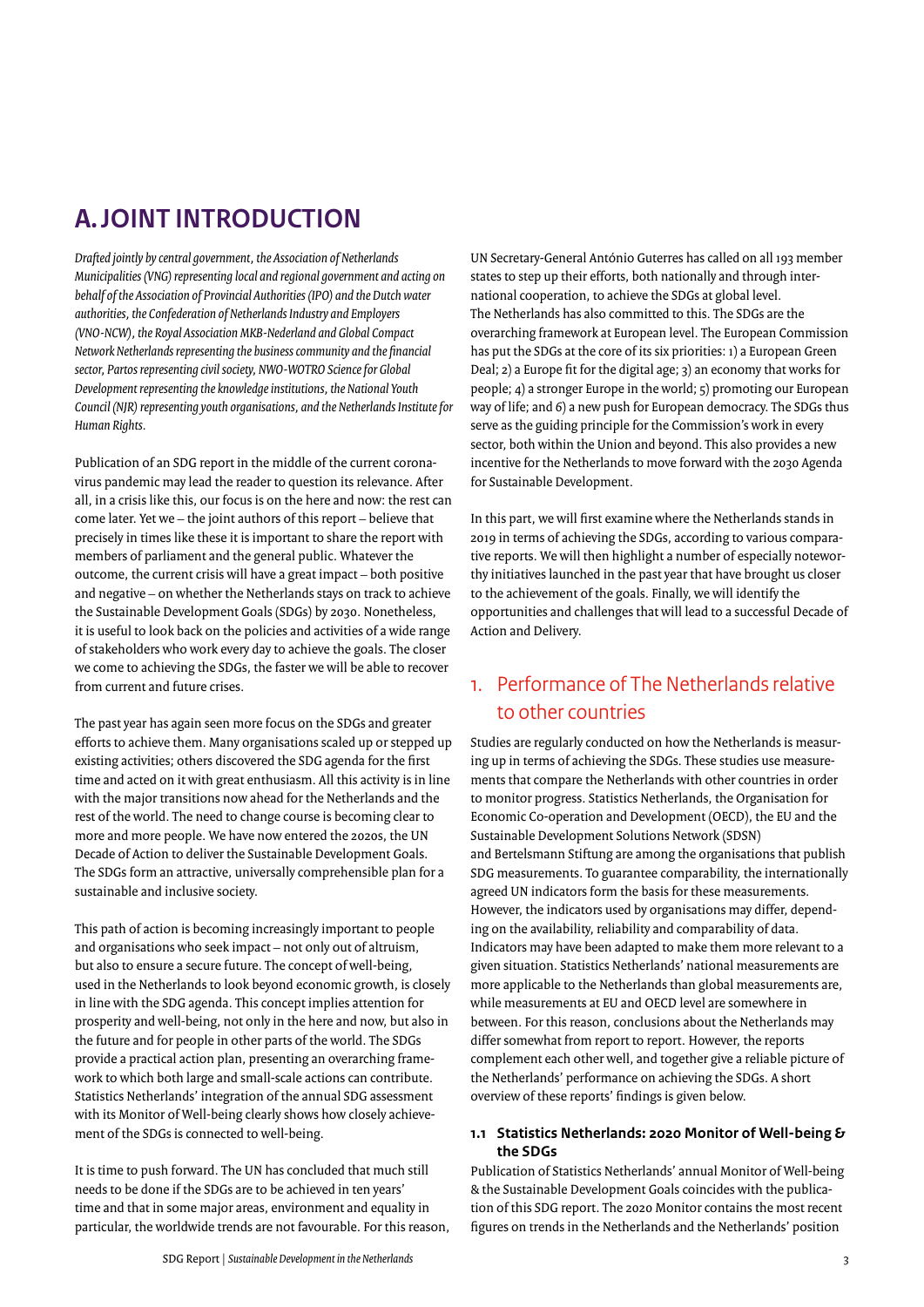# A. JOINT INTRODUCTION

*Drafted jointly by central government, the Association of Netherlands Municipalities (VNG) representing local and regional government and acting on behalf of the Association of Provincial Authorities (IPO) and the Dutch water authorities, the Confederation of Netherlands Industry and Employers (VNO-NCW), the Royal Association MKB-Nederland and Global Compact Network Netherlands representing the business community and the financial sector, Partos representing civil society, NWO-WOTRO Science for Global Development representing the knowledge institutions, the National Youth Council (NJR) representing youth organisations, and the Netherlands Institute for Human Rights.*

Publication of an SDG report in the middle of the current coronavirus pandemic may lead the reader to question its relevance. After all, in a crisis like this, our focus is on the here and now: the rest can come later. Yet we – the joint authors of this report – believe that precisely in times like these it is important to share the report with members of parliament and the general public. Whatever the outcome, the current crisis will have a great impact – both positive and negative – on whether the Netherlands stays on track to achieve the Sustainable Development Goals (SDGs) by 2030. Nonetheless, it is useful to look back on the policies and activities of a wide range of stakeholders who work every day to achieve the goals. The closer we come to achieving the SDGs, the faster we will be able to recover from current and future crises.

The past year has again seen more focus on the SDGs and greater efforts to achieve them. Many organisations scaled up or stepped up existing activities; others discovered the SDG agenda for the first time and acted on it with great enthusiasm. All this activity is in line with the major transitions now ahead for the Netherlands and the rest of the world. The need to change course is becoming clear to more and more people. We have now entered the 2020s, the UN Decade of Action to deliver the Sustainable Development Goals. The SDGs form an attractive, universally comprehensible plan for a sustainable and inclusive society.

This path of action is becoming increasingly important to people and organisations who seek impact – not only out of altruism, but also to ensure a secure future. The concept of well-being, used in the Netherlands to look beyond economic growth, is closely in line with the SDG agenda. This concept implies attention for prosperity and well-being, not only in the here and now, but also in the future and for people in other parts of the world. The SDGs provide a practical action plan, presenting an overarching framework to which both large and small-scale actions can contribute. Statistics Netherlands' integration of the annual SDG assessment with its Monitor of Well-being clearly shows how closely achievement of the SDGs is connected to well-being.

It is time to push forward. The UN has concluded that much still needs to be done if the SDGs are to be achieved in ten years' time and that in some major areas, environment and equality in particular, the worldwide trends are not favourable. For this reason, UN Secretary-General António Guterres has called on all 193 member states to step up their efforts, both nationally and through international cooperation, to achieve the SDGs at global level. The Netherlands has also committed to this. The SDGs are the overarching framework at European level. The European Commission has put the SDGs at the core of its six priorities: 1) a European Green Deal; 2) a Europe fit for the digital age; 3) an economy that works for people; 4) a stronger Europe in the world; 5) promoting our European way of life; and 6) a new push for European democracy. The SDGs thus serve as the guiding principle for the Commission's work in every sector, both within the Union and beyond. This also provides a new incentive for the Netherlands to move forward with the 2030 Agenda for Sustainable Development.

In this part, we will first examine where the Netherlands stands in 2019 in terms of achieving the SDGs, according to various comparative reports. We will then highlight a number of especially noteworthy initiatives launched in the past year that have brought us closer to the achievement of the goals. Finally, we will identify the opportunities and challenges that will lead to a successful Decade of Action and Delivery.

## 1. Performance of The Netherlands relative to other countries

Studies are regularly conducted on how the Netherlands is measuring up in terms of achieving the SDGs. These studies use measurements that compare the Netherlands with other countries in order to monitor progress. Statistics Netherlands, the Organisation for Economic Co-operation and Development (OECD), the EU and the Sustainable Development Solutions Network (SDSN) and Bertelsmann Stiftung are among the organisations that publish SDG measurements. To guarantee comparability, the internationally agreed UN indicators form the basis for these measurements. However, the indicators used by organisations may differ, depending on the availability, reliability and comparability of data. Indicators may have been adapted to make them more relevant to a given situation. Statistics Netherlands' national measurements are more applicable to the Netherlands than global measurements are, while measurements at EU and OECD level are somewhere in between. For this reason, conclusions about the Netherlands may differ somewhat from report to report. However, the reports complement each other well, and together give a reliable picture of the Netherlands' performance on achieving the SDGs. A short overview of these reports' findings is given below.

### 1.1 Statistics Netherlands: 2020 Monitor of Well-being & the SDGs

Publication of Statistics Netherlands' annual Monitor of Well-being & the Sustainable Development Goals coincides with the publication of this SDG report. The 2020 Monitor contains the most recent figures on trends in the Netherlands and the Netherlands' position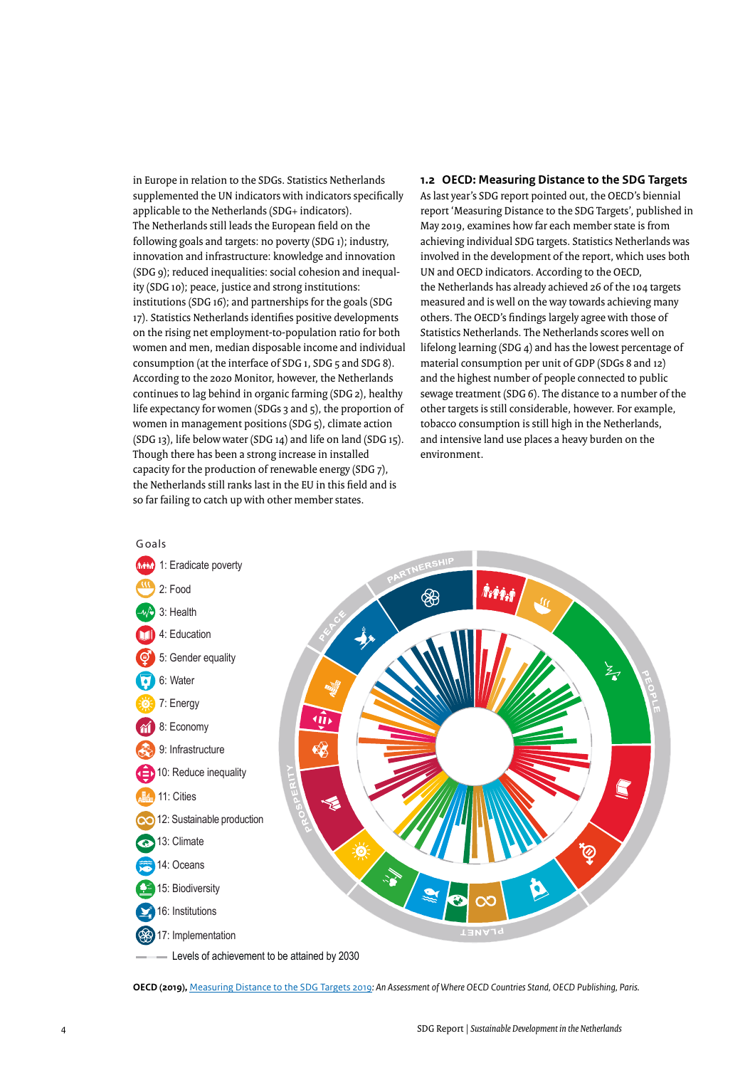in Europe in relation to the SDGs. Statistics Netherlands supplemented the UN indicators with indicators specifically applicable to the Netherlands (SDG+ indicators).
The Netherlands still leads the European field on the following goals and targets: no poverty (SDG 1); industry, innovation and infrastructure: knowledge and innovation (SDG 9); reduced inequalities: social cohesion and inequality (SDG 10); peace, justice and strong institutions: institutions (SDG 16); and partnerships for the goals (SDG 17). Statistics Netherlands identifies positive developments on the rising net employment-to-population ratio for both women and men, median disposable income and individual consumption (at the interface of SDG 1, SDG 5 and SDG 8). According to the 2020 Monitor, however, the Netherlands continues to lag behind in organic farming (SDG 2), healthy life expectancy for women (SDGs 3 and 5), the proportion of women in management positions (SDG 5), climate action (SDG 13), life below water (SDG 14) and life on land (SDG 15). Though there has been a strong increase in installed capacity for the production of renewable energy (SDG 7), the Netherlands still ranks last in the EU in this field and is so far failing to catch up with other member states.

### 1.2 OECD: Measuring Distance to the SDG Targets

As last year's SDG report pointed out, the OECD's biennial report 'Measuring Distance to the SDG Targets', published in May 2019, examines how far each member state is from achieving individual SDG targets. Statistics Netherlands was involved in the development of the report, which uses both UN and OECD indicators. According to the OECD, the Netherlands has already achieved 26 of the 104 targets measured and is well on the way towards achieving many others. The OECD's findings largely agree with those of Statistics Netherlands. The Netherlands scores well on lifelong learning (SDG 4) and has the lowest percentage of material consumption per unit of GDP (SDGs 8 and 12) and the highest number of people connected to public sewage treatment (SDG 6). The distance to a number of the other targets is still considerable, however. For example, tobacco consumption is still high in the Netherlands, and intensive land use places a heavy burden on the environment.

Goals

- 1: Eradicate poverty
- 2: Food
- 3: Health
- 4: Education
- 5: Gender equality
- 6: Water
- 7: Energy
- 8: Economy
- 9: Infrastructure
- 10: Reduce inequality
- 11: Cities
- 12: Sustainable production
- 13: Climate
- 14: Oceans
- 15: Biodiversity
- 16: Institutions
- 17: Implementation

Levels of achievement to be attained by 2030

PARTNERSHIP · PEOPLE · PLANET · PROSPERITY · PEACE

**OECD (2019),** Measuring Distance to the SDG Targets 2019*: An Assessment of Where OECD Countries Stand, OECD Publishing, Paris.*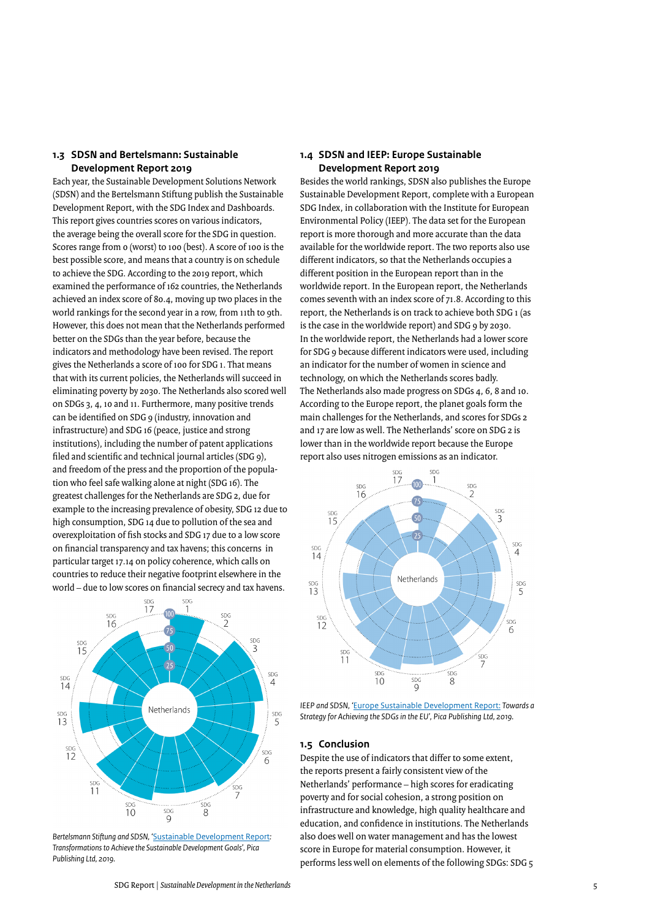## 1.3 SDSN and Bertelsmann: Sustainable Development Report 2019

Each year, the Sustainable Development Solutions Network (SDSN) and the Bertelsmann Stiftung publish the Sustainable Development Report, with the SDG Index and Dashboards. This report gives countries scores on various indicators, the average being the overall score for the SDG in question. Scores range from 0 (worst) to 100 (best). A score of 100 is the best possible score, and means that a country is on schedule to achieve the SDG. According to the 2019 report, which examined the performance of 162 countries, the Netherlands achieved an index score of 80.4, moving up two places in the world rankings for the second year in a row, from 11th to 9th. However, this does not mean that the Netherlands performed better on the SDGs than the year before, because the indicators and methodology have been revised. The report gives the Netherlands a score of 100 for SDG 1. That means that with its current policies, the Netherlands will succeed in eliminating poverty by 2030. The Netherlands also scored well on SDGs 3, 4, 10 and 11. Furthermore, many positive trends can be identified on SDG 9 (industry, innovation and infrastructure) and SDG 16 (peace, justice and strong institutions), including the number of patent applications filed and scientific and technical journal articles (SDG 9), and freedom of the press and the proportion of the population who feel safe walking alone at night (SDG 16). The greatest challenges for the Netherlands are SDG 2, due for example to the increasing prevalence of obesity, SDG 12 due to high consumption, SDG 14 due to pollution of the sea and overexploitation of fish stocks and SDG 17 due to a low score on financial transparency and tax havens; this concerns in particular target 17.14 on policy coherence, which calls on countries to reduce their negative footprint elsewhere in the world – due to low scores on financial secrecy and tax havens.

SDG 17
SDG 1
SDG 2
SDG 3
SDG 4
SDG 5
SDG 6
SDG 7
SDG 8
SDG 9
SDG 10
SDG 11
SDG 12
SDG 13
SDG 14
SDG 15
SDG 16
100
75
50
25
Netherlands

*Bertelsmann Stiftung and SDSN, 'Sustainable Development Report: Transformations to Achieve the Sustainable Development Goals', Pica Publishing Ltd, 2019.*

## 1.4 SDSN and IEEP: Europe Sustainable Development Report 2019

Besides the world rankings, SDSN also publishes the Europe Sustainable Development Report, complete with a European SDG Index, in collaboration with the Institute for Environmental Policy (IEEP). The data set for the European report is more thorough and more accurate than the data available for the worldwide report. The two reports also use different indicators, so that the Netherlands occupies a different position in the European report than in the worldwide report. In the European report, the Netherlands comes seventh with an index score of 71.8. According to this report, the Netherlands is on track to achieve both SDG 1 (as is the case in the worldwide report) and SDG 9 by 2030. In the worldwide report, the Netherlands had a lower score for SDG 9 because different indicators were used, including an indicator for the number of women in science and technology, on which the Netherlands scores badly. The Netherlands also made progress on SDGs 4, 6, 8 and 10. According to the Europe report, the planet goals form the main challenges for the Netherlands, and scores for SDGs 2 and 17 are low as well. The Netherlands' score on SDG 2 is lower than in the worldwide report because the Europe report also uses nitrogen emissions as an indicator.

SDG 17
SDG 1
SDG 2
SDG 3
SDG 4
SDG 5
SDG 6
SDG 7
SDG 8
SDG 9
SDG 10
SDG 11
SDG 12
SDG 13
SDG 14
SDG 15
SDG 16
100
75
50
25
Netherlands

*IEEP and SDSN, 'Europe Sustainable Development Report: Towards a Strategy for Achieving the SDGs in the EU', Pica Publishing Ltd, 2019.*

## 1.5 Conclusion

Despite the use of indicators that differ to some extent, the reports present a fairly consistent view of the Netherlands' performance – high scores for eradicating poverty and for social cohesion, a strong position on infrastructure and knowledge, high quality healthcare and education, and confidence in institutions. The Netherlands also does well on water management and has the lowest score in Europe for material consumption. However, it performs less well on elements of the following SDGs: SDG 5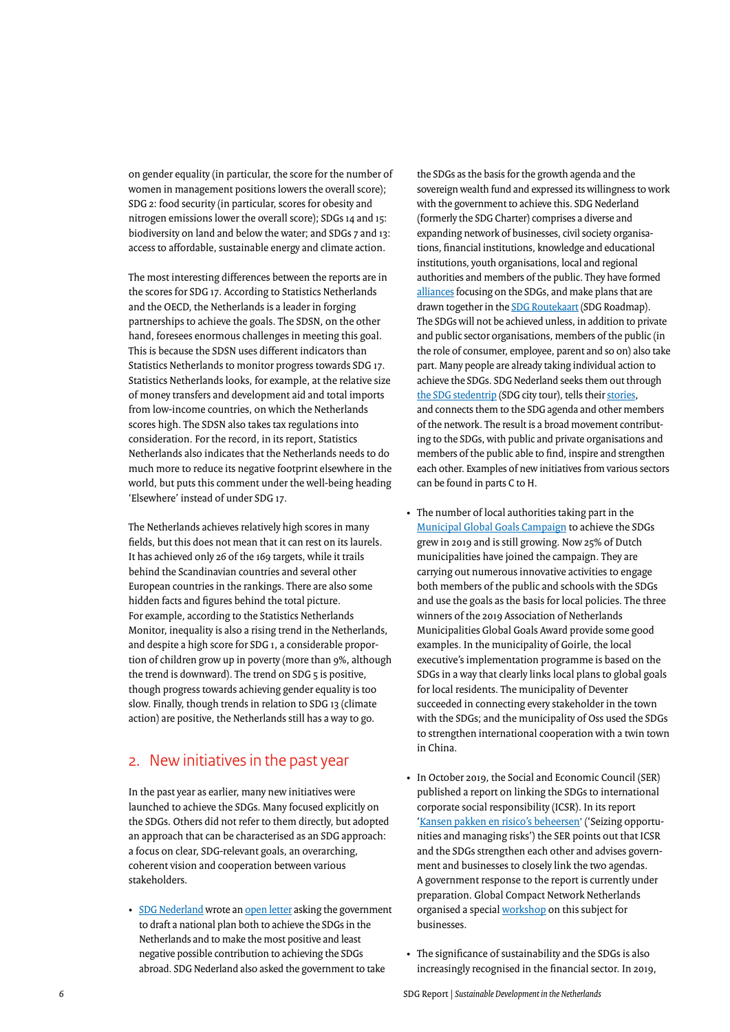on gender equality (in particular, the score for the number of women in management positions lowers the overall score); SDG 2: food security (in particular, scores for obesity and nitrogen emissions lower the overall score); SDGs 14 and 15: biodiversity on land and below the water; and SDGs 7 and 13: access to affordable, sustainable energy and climate action.

The most interesting differences between the reports are in the scores for SDG 17. According to Statistics Netherlands and the OECD, the Netherlands is a leader in forging partnerships to achieve the goals. The SDSN, on the other hand, foresees enormous challenges in meeting this goal. This is because the SDSN uses different indicators than Statistics Netherlands to monitor progress towards SDG 17. Statistics Netherlands looks, for example, at the relative size of money transfers and development aid and total imports from low-income countries, on which the Netherlands scores high. The SDSN also takes tax regulations into consideration. For the record, in its report, Statistics Netherlands also indicates that the Netherlands needs to do much more to reduce its negative footprint elsewhere in the world, but puts this comment under the well-being heading 'Elsewhere' instead of under SDG 17.

The Netherlands achieves relatively high scores in many fields, but this does not mean that it can rest on its laurels. It has achieved only 26 of the 169 targets, while it trails behind the Scandinavian countries and several other European countries in the rankings. There are also some hidden facts and figures behind the total picture. For example, according to the Statistics Netherlands Monitor, inequality is also a rising trend in the Netherlands, and despite a high score for SDG 1, a considerable proportion of children grow up in poverty (more than 9%, although the trend is downward). The trend on SDG 5 is positive, though progress towards achieving gender equality is too slow. Finally, though trends in relation to SDG 13 (climate action) are positive, the Netherlands still has a way to go.

## 2. New initiatives in the past year

In the past year as earlier, many new initiatives were launched to achieve the SDGs. Many focused explicitly on the SDGs. Others did not refer to them directly, but adopted an approach that can be characterised as an SDG approach: a focus on clear, SDG-relevant goals, an overarching, coherent vision and cooperation between various stakeholders.

- SDG Nederland wrote an open letter asking the government to draft a national plan both to achieve the SDGs in the Netherlands and to make the most positive and least negative possible contribution to achieving the SDGs abroad. SDG Nederland also asked the government to take the SDGs as the basis for the growth agenda and the sovereign wealth fund and expressed its willingness to work with the government to achieve this. SDG Nederland (formerly the SDG Charter) comprises a diverse and expanding network of businesses, civil society organisations, financial institutions, knowledge and educational institutions, youth organisations, local and regional authorities and members of the public. They have formed alliances focusing on the SDGs, and make plans that are drawn together in the SDG Routekaart (SDG Roadmap). The SDGs will not be achieved unless, in addition to private and public sector organisations, members of the public (in the role of consumer, employee, parent and so on) also take part. Many people are already taking individual action to achieve the SDGs. SDG Nederland seeks them out through the SDG stedentrip (SDG city tour), tells their stories, and connects them to the SDG agenda and other members of the network. The result is a broad movement contributing to the SDGs, with public and private organisations and members of the public able to find, inspire and strengthen each other. Examples of new initiatives from various sectors can be found in parts C to H.

- The number of local authorities taking part in the Municipal Global Goals Campaign to achieve the SDGs grew in 2019 and is still growing. Now 25% of Dutch municipalities have joined the campaign. They are carrying out numerous innovative activities to engage both members of the public and schools with the SDGs and use the goals as the basis for local policies. The three winners of the 2019 Association of Netherlands Municipalities Global Goals Award provide some good examples. In the municipality of Goirle, the local executive's implementation programme is based on the SDGs in a way that clearly links local plans to global goals for local residents. The municipality of Deventer succeeded in connecting every stakeholder in the town with the SDGs; and the municipality of Oss used the SDGs to strengthen international cooperation with a twin town in China.

- In October 2019, the Social and Economic Council (SER) published a report on linking the SDGs to international corporate social responsibility (ICSR). In its report 'Kansen pakken en risico's beheersen' ('Seizing opportunities and managing risks') the SER points out that ICSR and the SDGs strengthen each other and advises government and businesses to closely link the two agendas. A government response to the report is currently under preparation. Global Compact Network Netherlands organised a special workshop on this subject for businesses.

- The significance of sustainability and the SDGs is also increasingly recognised in the financial sector. In 2019,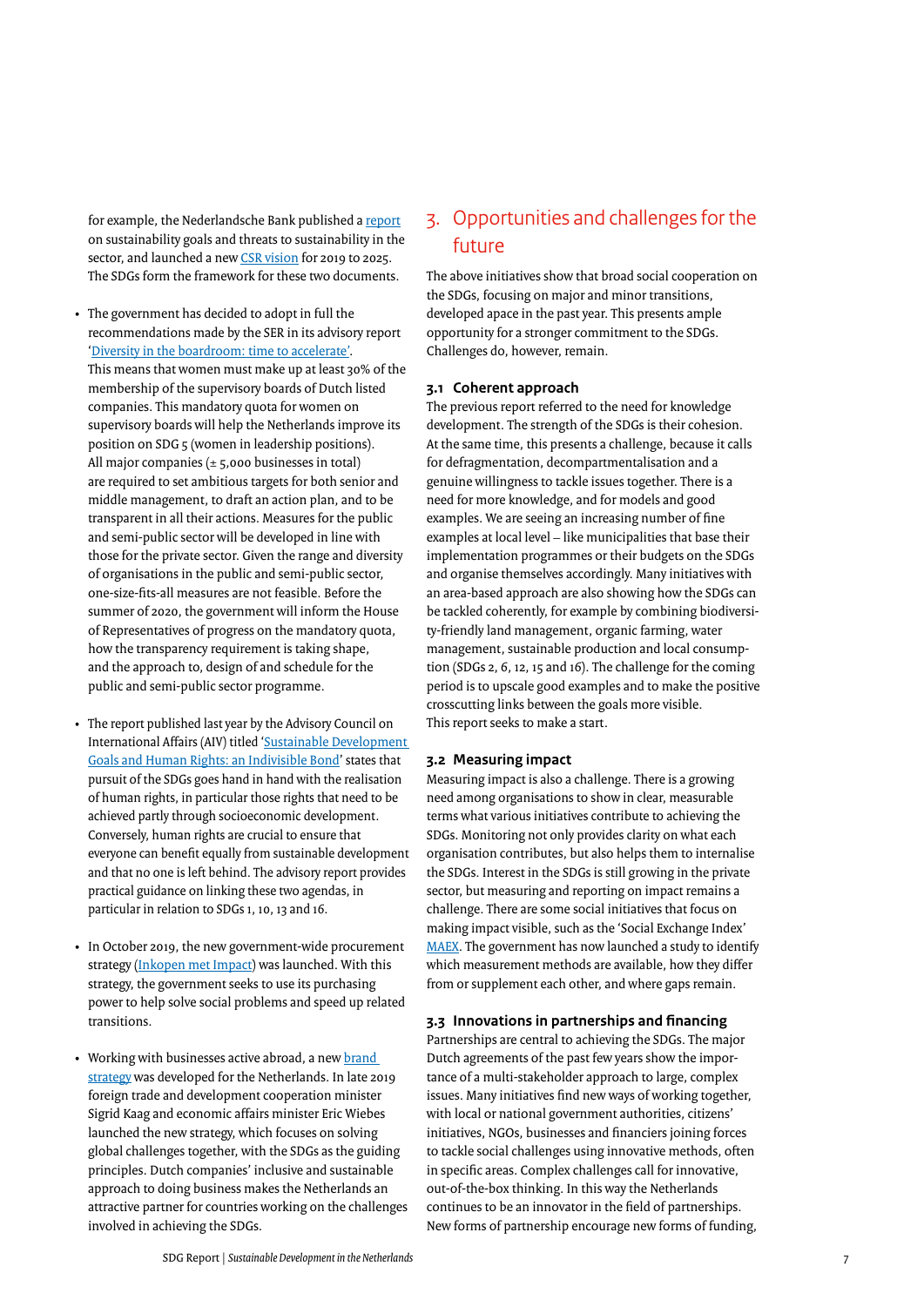for example, the Nederlandsche Bank published a report on sustainability goals and threats to sustainability in the sector, and launched a new CSR vision for 2019 to 2025. The SDGs form the framework for these two documents.

- The government has decided to adopt in full the recommendations made by the SER in its advisory report 'Diversity in the boardroom: time to accelerate'. This means that women must make up at least 30% of the membership of the supervisory boards of Dutch listed companies. This mandatory quota for women on supervisory boards will help the Netherlands improve its position on SDG 5 (women in leadership positions). All major companies (± 5,000 businesses in total) are required to set ambitious targets for both senior and middle management, to draft an action plan, and to be transparent in all their actions. Measures for the public and semi-public sector will be developed in line with those for the private sector. Given the range and diversity of organisations in the public and semi-public sector, one-size-fits-all measures are not feasible. Before the summer of 2020, the government will inform the House of Representatives of progress on the mandatory quota, how the transparency requirement is taking shape, and the approach to, design of and schedule for the public and semi-public sector programme.

- The report published last year by the Advisory Council on International Affairs (AIV) titled 'Sustainable Development Goals and Human Rights: an Indivisible Bond' states that pursuit of the SDGs goes hand in hand with the realisation of human rights, in particular those rights that need to be achieved partly through socioeconomic development. Conversely, human rights are crucial to ensure that everyone can benefit equally from sustainable development and that no one is left behind. The advisory report provides practical guidance on linking these two agendas, in particular in relation to SDGs 1, 10, 13 and 16.

- In October 2019, the new government-wide procurement strategy (Inkopen met Impact) was launched. With this strategy, the government seeks to use its purchasing power to help solve social problems and speed up related transitions.

- Working with businesses active abroad, a new brand strategy was developed for the Netherlands. In late 2019 foreign trade and development cooperation minister Sigrid Kaag and economic affairs minister Eric Wiebes launched the new strategy, which focuses on solving global challenges together, with the SDGs as the guiding principles. Dutch companies' inclusive and sustainable approach to doing business makes the Netherlands an attractive partner for countries working on the challenges involved in achieving the SDGs.

# 3. Opportunities and challenges for the future

The above initiatives show that broad social cooperation on the SDGs, focusing on major and minor transitions, developed apace in the past year. This presents ample opportunity for a stronger commitment to the SDGs. Challenges do, however, remain.

## 3.1 Coherent approach

The previous report referred to the need for knowledge development. The strength of the SDGs is their cohesion. At the same time, this presents a challenge, because it calls for defragmentation, decompartmentalisation and a genuine willingness to tackle issues together. There is a need for more knowledge, and for models and good examples. We are seeing an increasing number of fine examples at local level – like municipalities that base their implementation programmes or their budgets on the SDGs and organise themselves accordingly. Many initiatives with an area-based approach are also showing how the SDGs can be tackled coherently, for example by combining biodiversity-friendly land management, organic farming, water management, sustainable production and local consumption (SDGs 2, 6, 12, 15 and 16). The challenge for the coming period is to upscale good examples and to make the positive crosscutting links between the goals more visible. This report seeks to make a start.

## 3.2 Measuring impact

Measuring impact is also a challenge. There is a growing need among organisations to show in clear, measurable terms what various initiatives contribute to achieving the SDGs. Monitoring not only provides clarity on what each organisation contributes, but also helps them to internalise the SDGs. Interest in the SDGs is still growing in the private sector, but measuring and reporting on impact remains a challenge. There are some social initiatives that focus on making impact visible, such as the 'Social Exchange Index' MAEX. The government has now launched a study to identify which measurement methods are available, how they differ from or supplement each other, and where gaps remain.

## 3.3 Innovations in partnerships and financing

Partnerships are central to achieving the SDGs. The major Dutch agreements of the past few years show the importance of a multi-stakeholder approach to large, complex issues. Many initiatives find new ways of working together, with local or national government authorities, citizens' initiatives, NGOs, businesses and financiers joining forces to tackle social challenges using innovative methods, often in specific areas. Complex challenges call for innovative, out-of-the-box thinking. In this way the Netherlands continues to be an innovator in the field of partnerships. New forms of partnership encourage new forms of funding,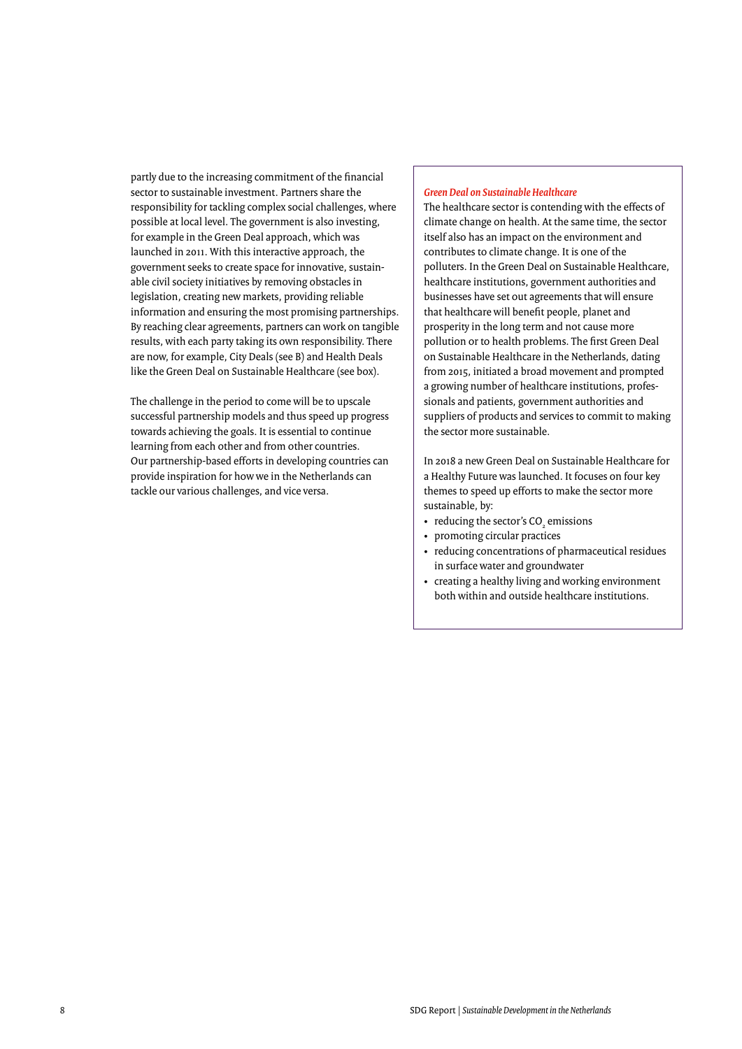partly due to the increasing commitment of the financial sector to sustainable investment. Partners share the responsibility for tackling complex social challenges, where possible at local level. The government is also investing, for example in the Green Deal approach, which was launched in 2011. With this interactive approach, the government seeks to create space for innovative, sustainable civil society initiatives by removing obstacles in legislation, creating new markets, providing reliable information and ensuring the most promising partnerships. By reaching clear agreements, partners can work on tangible results, with each party taking its own responsibility. There are now, for example, City Deals (see B) and Health Deals like the Green Deal on Sustainable Healthcare (see box).

The challenge in the period to come will be to upscale successful partnership models and thus speed up progress towards achieving the goals. It is essential to continue learning from each other and from other countries. Our partnership-based efforts in developing countries can provide inspiration for how we in the Netherlands can tackle our various challenges, and vice versa.

***Green Deal on Sustainable Healthcare***

The healthcare sector is contending with the effects of climate change on health. At the same time, the sector itself also has an impact on the environment and contributes to climate change. It is one of the polluters. In the Green Deal on Sustainable Healthcare, healthcare institutions, government authorities and businesses have set out agreements that will ensure that healthcare will benefit people, planet and prosperity in the long term and not cause more pollution or to health problems. The first Green Deal on Sustainable Healthcare in the Netherlands, dating from 2015, initiated a broad movement and prompted a growing number of healthcare institutions, professionals and patients, government authorities and suppliers of products and services to commit to making the sector more sustainable.

In 2018 a new Green Deal on Sustainable Healthcare for a Healthy Future was launched. It focuses on four key themes to speed up efforts to make the sector more sustainable, by:

- reducing the sector's $CO_2$ emissions
- promoting circular practices
- reducing concentrations of pharmaceutical residues in surface water and groundwater
- creating a healthy living and working environment both within and outside healthcare institutions.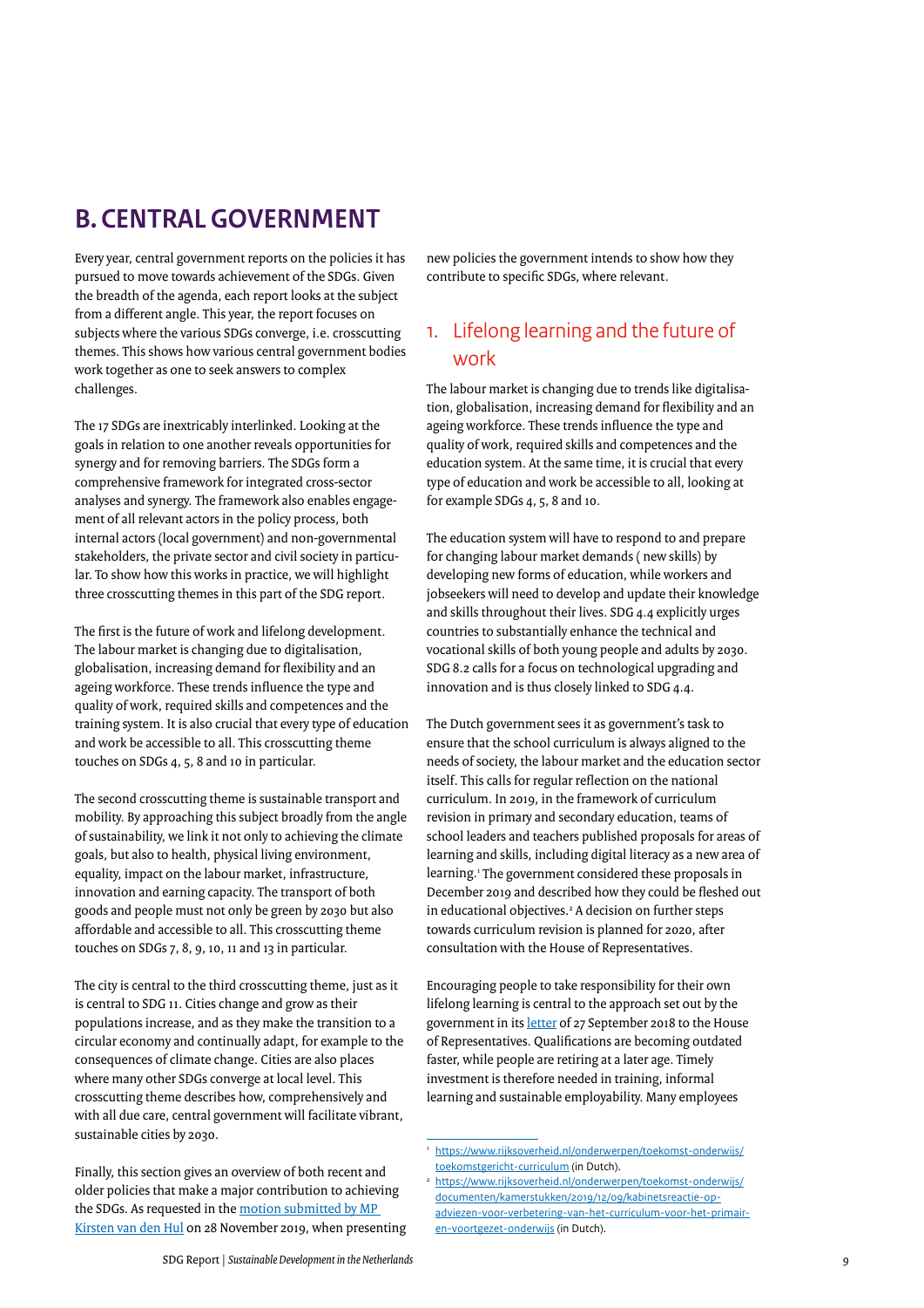# B. CENTRAL GOVERNMENT

Every year, central government reports on the policies it has pursued to move towards achievement of the SDGs. Given the breadth of the agenda, each report looks at the subject from a different angle. This year, the report focuses on subjects where the various SDGs converge, i.e. crosscutting themes. This shows how various central government bodies work together as one to seek answers to complex challenges.

The 17 SDGs are inextricably interlinked. Looking at the goals in relation to one another reveals opportunities for synergy and for removing barriers. The SDGs form a comprehensive framework for integrated cross-sector analyses and synergy. The framework also enables engagement of all relevant actors in the policy process, both internal actors (local government) and non-governmental stakeholders, the private sector and civil society in particular. To show how this works in practice, we will highlight three crosscutting themes in this part of the SDG report.

The first is the future of work and lifelong development. The labour market is changing due to digitalisation, globalisation, increasing demand for flexibility and an ageing workforce. These trends influence the type and quality of work, required skills and competences and the training system. It is also crucial that every type of education and work be accessible to all. This crosscutting theme touches on SDGs 4, 5, 8 and 10 in particular.

The second crosscutting theme is sustainable transport and mobility. By approaching this subject broadly from the angle of sustainability, we link it not only to achieving the climate goals, but also to health, physical living environment, equality, impact on the labour market, infrastructure, innovation and earning capacity. The transport of both goods and people must not only be green by 2030 but also affordable and accessible to all. This crosscutting theme touches on SDGs 7, 8, 9, 10, 11 and 13 in particular.

The city is central to the third crosscutting theme, just as it is central to SDG 11. Cities change and grow as their populations increase, and as they make the transition to a circular economy and continually adapt, for example to the consequences of climate change. Cities are also places where many other SDGs converge at local level. This crosscutting theme describes how, comprehensively and with all due care, central government will facilitate vibrant, sustainable cities by 2030.

Finally, this section gives an overview of both recent and older policies that make a major contribution to achieving the SDGs. As requested in the motion submitted by MP Kirsten van den Hul on 28 November 2019, when presenting new policies the government intends to show how they contribute to specific SDGs, where relevant.

## 1. Lifelong learning and the future of work

The labour market is changing due to trends like digitalisation, globalisation, increasing demand for flexibility and an ageing workforce. These trends influence the type and quality of work, required skills and competences and the education system. At the same time, it is crucial that every type of education and work be accessible to all, looking at for example SDGs 4, 5, 8 and 10.

The education system will have to respond to and prepare for changing labour market demands ( new skills) by developing new forms of education, while workers and jobseekers will need to develop and update their knowledge and skills throughout their lives. SDG 4.4 explicitly urges countries to substantially enhance the technical and vocational skills of both young people and adults by 2030. SDG 8.2 calls for a focus on technological upgrading and innovation and is thus closely linked to SDG 4.4.

The Dutch government sees it as government's task to ensure that the school curriculum is always aligned to the needs of society, the labour market and the education sector itself. This calls for regular reflection on the national curriculum. In 2019, in the framework of curriculum revision in primary and secondary education, teams of school leaders and teachers published proposals for areas of learning and skills, including digital literacy as a new area of learning.[1] The government considered these proposals in December 2019 and described how they could be fleshed out in educational objectives.[2] A decision on further steps towards curriculum revision is planned for 2020, after consultation with the House of Representatives.

Encouraging people to take responsibility for their own lifelong learning is central to the approach set out by the government in its letter of 27 September 2018 to the House of Representatives. Qualifications are becoming outdated faster, while people are retiring at a later age. Timely investment is therefore needed in training, informal learning and sustainable employability. Many employees

---

[1] https://www.rijksoverheid.nl/onderwerpen/toekomst-onderwijs/toekomstgericht-curriculum (in Dutch).

[2] https://www.rijksoverheid.nl/onderwerpen/toekomst-onderwijs/documenten/kamerstukken/2019/12/09/kabinetsreactie-op-adviezen-voor-verbetering-van-het-curriculum-voor-het-primair-en-voortgezet-onderwijs (in Dutch).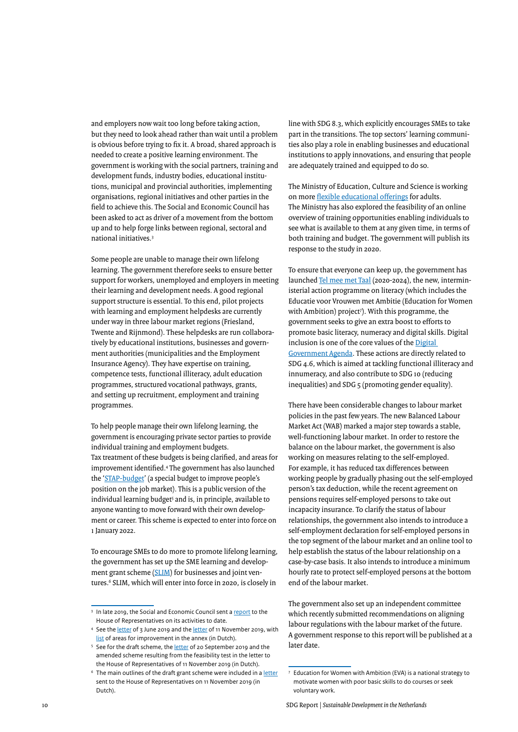and employers now wait too long before taking action, but they need to look ahead rather than wait until a problem is obvious before trying to fix it. A broad, shared approach is needed to create a positive learning environment. The government is working with the social partners, training and development funds, industry bodies, educational institutions, municipal and provincial authorities, implementing organisations, regional initiatives and other parties in the field to achieve this. The Social and Economic Council has been asked to act as driver of a movement from the bottom up and to help forge links between regional, sectoral and national initiatives.[3]

Some people are unable to manage their own lifelong learning. The government therefore seeks to ensure better support for workers, unemployed and employers in meeting their learning and development needs. A good regional support structure is essential. To this end, pilot projects with learning and employment helpdesks are currently under way in three labour market regions (Friesland, Twente and Rijnmond). These helpdesks are run collaboratively by educational institutions, businesses and government authorities (municipalities and the Employment Insurance Agency). They have expertise on training, competence tests, functional illiteracy, adult education programmes, structured vocational pathways, grants, and setting up recruitment, employment and training programmes.

To help people manage their own lifelong learning, the government is encouraging private sector parties to provide individual training and employment budgets.
Tax treatment of these budgets is being clarified, and areas for improvement identified.[4] The government has also launched the 'STAP-budget' (a special budget to improve people's position on the job market). This is a public version of the individual learning budget[5] and is, in principle, available to anyone wanting to move forward with their own development or career. This scheme is expected to enter into force on 1 January 2022.

To encourage SMEs to do more to promote lifelong learning, the government has set up the SME learning and development grant scheme (SLIM) for businesses and joint ventures.[6] SLIM, which will enter into force in 2020, is closely in line with SDG 8.3, which explicitly encourages SMEs to take part in the transitions. The top sectors' learning communities also play a role in enabling businesses and educational institutions to apply innovations, and ensuring that people are adequately trained and equipped to do so.

The Ministry of Education, Culture and Science is working on more flexible educational offerings for adults.
The Ministry has also explored the feasibility of an online overview of training opportunities enabling individuals to see what is available to them at any given time, in terms of both training and budget. The government will publish its response to the study in 2020.

To ensure that everyone can keep up, the government has launched Tel mee met Taal (2020-2024), the new, interministerial action programme on literacy (which includes the Educatie voor Vrouwen met Ambitie (Education for Women with Ambition) project[7]). With this programme, the government seeks to give an extra boost to efforts to promote basic literacy, numeracy and digital skills. Digital inclusion is one of the core values of the Digital Government Agenda. These actions are directly related to SDG 4.6, which is aimed at tackling functional illiteracy and innumeracy, and also contribute to SDG 10 (reducing inequalities) and SDG 5 (promoting gender equality).

There have been considerable changes to labour market policies in the past few years. The new Balanced Labour Market Act (WAB) marked a major step towards a stable, well-functioning labour market. In order to restore the balance on the labour market, the government is also working on measures relating to the self-employed.
For example, it has reduced tax differences between working people by gradually phasing out the self-employed person's tax deduction, while the recent agreement on pensions requires self-employed persons to take out incapacity insurance. To clarify the status of labour relationships, the government also intends to introduce a self-employment declaration for self-employed persons in the top segment of the labour market and an online tool to help establish the status of the labour relationship on a case-by-case basis. It also intends to introduce a minimum hourly rate to protect self-employed persons at the bottom end of the labour market.

The government also set up an independent committee which recently submitted recommendations on aligning labour regulations with the labour market of the future. A government response to this report will be published at a later date.

---

[3] In late 2019, the Social and Economic Council sent a report to the House of Representatives on its activities to date.

[4] See the letter of 3 June 2019 and the letter of 11 November 2019, with list of areas for improvement in the annex (in Dutch).

[5] See for the draft scheme, the letter of 20 September 2019 and the amended scheme resulting from the feasibility test in the letter to the House of Representatives of 11 November 2019 (in Dutch).

[6] The main outlines of the draft grant scheme were included in a letter sent to the House of Representatives on 11 November 2019 (in Dutch).

[7] Education for Women with Ambition (EVA) is a national strategy to motivate women with poor basic skills to do courses or seek voluntary work.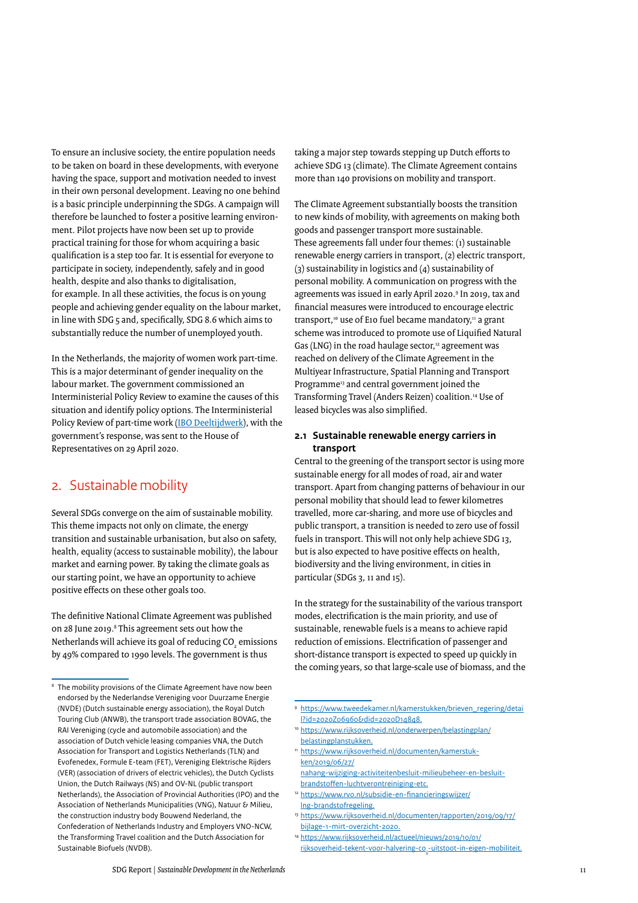To ensure an inclusive society, the entire population needs to be taken on board in these developments, with everyone having the space, support and motivation needed to invest in their own personal development. Leaving no one behind is a basic principle underpinning the SDGs. A campaign will therefore be launched to foster a positive learning environment. Pilot projects have now been set up to provide practical training for those for whom acquiring a basic qualification is a step too far. It is essential for everyone to participate in society, independently, safely and in good health, despite and also thanks to digitalisation, for example. In all these activities, the focus is on young people and achieving gender equality on the labour market, in line with SDG 5 and, specifically, SDG 8.6 which aims to substantially reduce the number of unemployed youth.

In the Netherlands, the majority of women work part-time. This is a major determinant of gender inequality on the labour market. The government commissioned an Interministerial Policy Review to examine the causes of this situation and identify policy options. The Interministerial Policy Review of part-time work (IBO Deeltijdwerk), with the government's response, was sent to the House of Representatives on 29 April 2020.

## 2. Sustainable mobility

Several SDGs converge on the aim of sustainable mobility. This theme impacts not only on climate, the energy transition and sustainable urbanisation, but also on safety, health, equality (access to sustainable mobility), the labour market and earning power. By taking the climate goals as our starting point, we have an opportunity to achieve positive effects on these other goals too.

The definitive National Climate Agreement was published on 28 June 2019.[8] This agreement sets out how the Netherlands will achieve its goal of reducing $CO_2$ emissions by 49% compared to 1990 levels. The government is thus taking a major step towards stepping up Dutch efforts to achieve SDG 13 (climate). The Climate Agreement contains more than 140 provisions on mobility and transport.

The Climate Agreement substantially boosts the transition to new kinds of mobility, with agreements on making both goods and passenger transport more sustainable. These agreements fall under four themes: (1) sustainable renewable energy carriers in transport, (2) electric transport, (3) sustainability in logistics and (4) sustainability of personal mobility. A communication on progress with the agreements was issued in early April 2020.[9] In 2019, tax and financial measures were introduced to encourage electric transport,[10] use of E10 fuel became mandatory,[11] a grant scheme was introduced to promote use of Liquified Natural Gas (LNG) in the road haulage sector,[12] agreement was reached on delivery of the Climate Agreement in the Multiyear Infrastructure, Spatial Planning and Transport Programme[13] and central government joined the Transforming Travel (Anders Reizen) coalition.[14] Use of leased bicycles was also simplified.

### 2.1 Sustainable renewable energy carriers in transport

Central to the greening of the transport sector is using more sustainable energy for all modes of road, air and water transport. Apart from changing patterns of behaviour in our personal mobility that should lead to fewer kilometres travelled, more car-sharing, and more use of bicycles and public transport, a transition is needed to zero use of fossil fuels in transport. This will not only help achieve SDG 13, but is also expected to have positive effects on health, biodiversity and the living environment, in cities in particular (SDGs 3, 11 and 15).

In the strategy for the sustainability of the various transport modes, electrification is the main priority, and use of sustainable, renewable fuels is a means to achieve rapid reduction of emissions. Electrification of passenger and short-distance transport is expected to speed up quickly in the coming years, so that large-scale use of biomass, and the

---

[8] The mobility provisions of the Climate Agreement have now been endorsed by the Nederlandse Vereniging voor Duurzame Energie (NVDE) (Dutch sustainable energy association), the Royal Dutch Touring Club (ANWB), the transport trade association BOVAG, the RAI Vereniging (cycle and automobile association) and the association of Dutch vehicle leasing companies VNA, the Dutch Association for Transport and Logistics Netherlands (TLN) and Evofenedex, Formule E-team (FET), Vereniging Elektrische Rijders (VER) (association of drivers of electric vehicles), the Dutch Cyclists Union, the Dutch Railways (NS) and OV-NL (public transport Netherlands), the Association of Provincial Authorities (IPO) and the Association of Netherlands Municipalities (VNG), Natuur & Milieu, the construction industry body Bouwend Nederland, the Confederation of Netherlands Industry and Employers VNO-NCW, the Transforming Travel coalition and the Dutch Association for Sustainable Biofuels (NVDB).

[9] https://www.tweedekamer.nl/kamerstukken/brieven_regering/detail?id=2020Z06960&did=2020D14848.

[10] https://www.rijksoverheid.nl/onderwerpen/belastingplan/belastingplanstukken.

[11] https://www.rijksoverheid.nl/documenten/kamerstukken/2019/06/27/nahang-wijziging-activiteitenbesluit-milieubeheer-en-besluit-brandstoffen-luchtverontreiniging-etc.

[12] https://www.rvo.nl/subsidie-en-financieringswijzer/lng-brandstofregeling.

[13] https://www.rijksoverheid.nl/documenten/rapporten/2019/09/17/bijlage-1-mirt-overzicht-2020.

[14] https://www.rijksoverheid.nl/actueel/nieuws/2019/10/01/rijksoverheid-tekent-voor-halvering-co2-uitstoot-in-eigen-mobiliteit.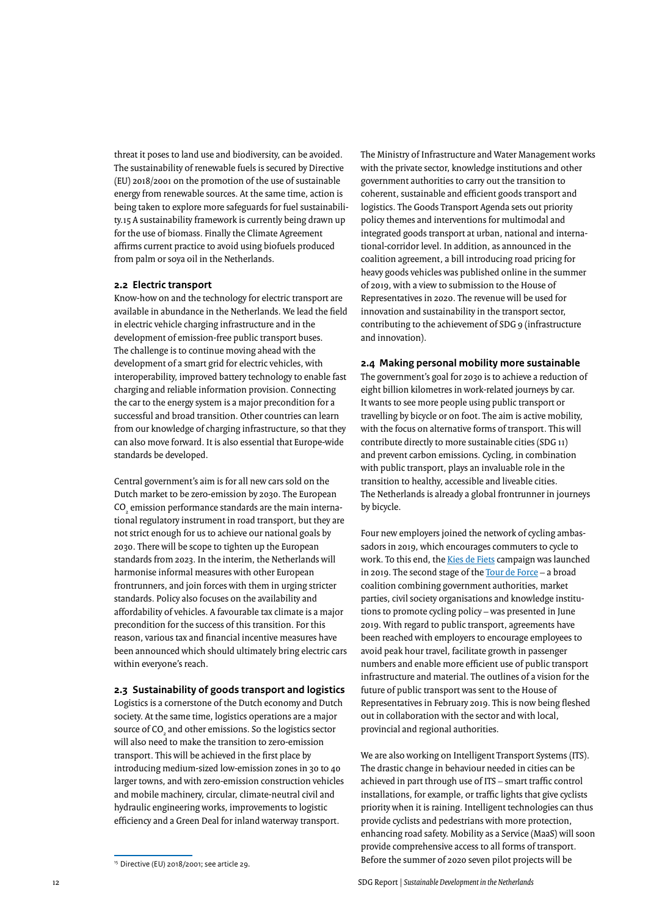threat it poses to land use and biodiversity, can be avoided. The sustainability of renewable fuels is secured by Directive (EU) 2018/2001 on the promotion of the use of sustainable energy from renewable sources. At the same time, action is being taken to explore more safeguards for fuel sustainability.15 A sustainability framework is currently being drawn up for the use of biomass. Finally the Climate Agreement affirms current practice to avoid using biofuels produced from palm or soya oil in the Netherlands.

### 2.2 Electric transport

Know-how on and the technology for electric transport are available in abundance in the Netherlands. We lead the field in electric vehicle charging infrastructure and in the development of emission-free public transport buses. The challenge is to continue moving ahead with the development of a smart grid for electric vehicles, with interoperability, improved battery technology to enable fast charging and reliable information provision. Connecting the car to the energy system is a major precondition for a successful and broad transition. Other countries can learn from our knowledge of charging infrastructure, so that they can also move forward. It is also essential that Europe-wide standards be developed.

Central government's aim is for all new cars sold on the Dutch market to be zero-emission by 2030. The European $CO_2$ emission performance standards are the main international regulatory instrument in road transport, but they are not strict enough for us to achieve our national goals by 2030. There will be scope to tighten up the European standards from 2023. In the interim, the Netherlands will harmonise informal measures with other European frontrunners, and join forces with them in urging stricter standards. Policy also focuses on the availability and affordability of vehicles. A favourable tax climate is a major precondition for the success of this transition. For this reason, various tax and financial incentive measures have been announced which should ultimately bring electric cars within everyone's reach.

### 2.3 Sustainability of goods transport and logistics

Logistics is a cornerstone of the Dutch economy and Dutch society. At the same time, logistics operations are a major source of $CO_2$ and other emissions. So the logistics sector will also need to make the transition to zero-emission transport. This will be achieved in the first place by introducing medium-sized low-emission zones in 30 to 40 larger towns, and with zero-emission construction vehicles and mobile machinery, circular, climate-neutral civil and hydraulic engineering works, improvements to logistic efficiency and a Green Deal for inland waterway transport.

The Ministry of Infrastructure and Water Management works with the private sector, knowledge institutions and other government authorities to carry out the transition to coherent, sustainable and efficient goods transport and logistics. The Goods Transport Agenda sets out priority policy themes and interventions for multimodal and integrated goods transport at urban, national and international-corridor level. In addition, as announced in the coalition agreement, a bill introducing road pricing for heavy goods vehicles was published online in the summer of 2019, with a view to submission to the House of Representatives in 2020. The revenue will be used for innovation and sustainability in the transport sector, contributing to the achievement of SDG 9 (infrastructure and innovation).

### 2.4 Making personal mobility more sustainable

The government's goal for 2030 is to achieve a reduction of eight billion kilometres in work-related journeys by car. It wants to see more people using public transport or travelling by bicycle or on foot. The aim is active mobility, with the focus on alternative forms of transport. This will contribute directly to more sustainable cities (SDG 11) and prevent carbon emissions. Cycling, in combination with public transport, plays an invaluable role in the transition to healthy, accessible and liveable cities. The Netherlands is already a global frontrunner in journeys by bicycle.

Four new employers joined the network of cycling ambassadors in 2019, which encourages commuters to cycle to work. To this end, the Kies de Fiets campaign was launched in 2019. The second stage of the Tour de Force – a broad coalition combining government authorities, market parties, civil society organisations and knowledge institutions to promote cycling policy – was presented in June 2019. With regard to public transport, agreements have been reached with employers to encourage employees to avoid peak hour travel, facilitate growth in passenger numbers and enable more efficient use of public transport infrastructure and material. The outlines of a vision for the future of public transport was sent to the House of Representatives in February 2019. This is now being fleshed out in collaboration with the sector and with local, provincial and regional authorities.

We are also working on Intelligent Transport Systems (ITS). The drastic change in behaviour needed in cities can be achieved in part through use of ITS – smart traffic control installations, for example, or traffic lights that give cyclists priority when it is raining. Intelligent technologies can thus provide cyclists and pedestrians with more protection, enhancing road safety. Mobility as a Service (MaaS) will soon provide comprehensive access to all forms of transport. Before the summer of 2020 seven pilot projects will be

[15] Directive (EU) 2018/2001; see article 29.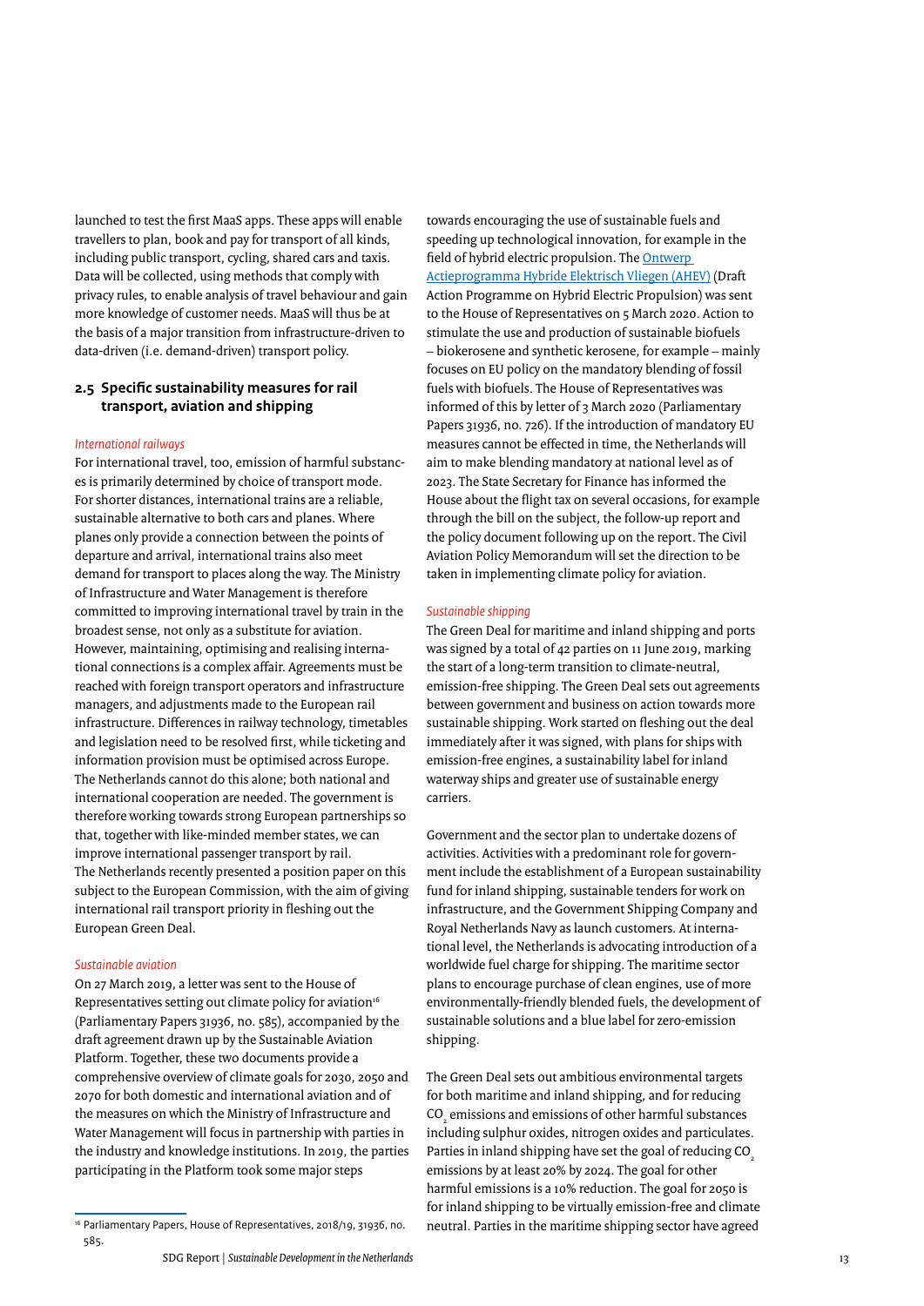launched to test the first MaaS apps. These apps will enable travellers to plan, book and pay for transport of all kinds, including public transport, cycling, shared cars and taxis. Data will be collected, using methods that comply with privacy rules, to enable analysis of travel behaviour and gain more knowledge of customer needs. MaaS will thus be at the basis of a major transition from infrastructure-driven to data-driven (i.e. demand-driven) transport policy.

## 2.5 Specific sustainability measures for rail transport, aviation and shipping

*International railways*

For international travel, too, emission of harmful substances is primarily determined by choice of transport mode. For shorter distances, international trains are a reliable, sustainable alternative to both cars and planes. Where planes only provide a connection between the points of departure and arrival, international trains also meet demand for transport to places along the way. The Ministry of Infrastructure and Water Management is therefore committed to improving international travel by train in the broadest sense, not only as a substitute for aviation. However, maintaining, optimising and realising international connections is a complex affair. Agreements must be reached with foreign transport operators and infrastructure managers, and adjustments made to the European rail infrastructure. Differences in railway technology, timetables and legislation need to be resolved first, while ticketing and information provision must be optimised across Europe. The Netherlands cannot do this alone; both national and international cooperation are needed. The government is therefore working towards strong European partnerships so that, together with like-minded member states, we can improve international passenger transport by rail. The Netherlands recently presented a position paper on this subject to the European Commission, with the aim of giving international rail transport priority in fleshing out the European Green Deal.

*Sustainable aviation*

On 27 March 2019, a letter was sent to the House of Representatives setting out climate policy for aviation[16] (Parliamentary Papers 31936, no. 585), accompanied by the draft agreement drawn up by the Sustainable Aviation Platform. Together, these two documents provide a comprehensive overview of climate goals for 2030, 2050 and 2070 for both domestic and international aviation and of the measures on which the Ministry of Infrastructure and Water Management will focus in partnership with parties in the industry and knowledge institutions. In 2019, the parties participating in the Platform took some major steps towards encouraging the use of sustainable fuels and speeding up technological innovation, for example in the field of hybrid electric propulsion. The Ontwerp Actieprogramma Hybride Elektrisch Vliegen (AHEV) (Draft Action Programme on Hybrid Electric Propulsion) was sent to the House of Representatives on 5 March 2020. Action to stimulate the use and production of sustainable biofuels – biokerosene and synthetic kerosene, for example – mainly focuses on EU policy on the mandatory blending of fossil fuels with biofuels. The House of Representatives was informed of this by letter of 3 March 2020 (Parliamentary Papers 31936, no. 726). If the introduction of mandatory EU measures cannot be effected in time, the Netherlands will aim to make blending mandatory at national level as of 2023. The State Secretary for Finance has informed the House about the flight tax on several occasions, for example through the bill on the subject, the follow-up report and the policy document following up on the report. The Civil Aviation Policy Memorandum will set the direction to be taken in implementing climate policy for aviation.

*Sustainable shipping*

The Green Deal for maritime and inland shipping and ports was signed by a total of 42 parties on 11 June 2019, marking the start of a long-term transition to climate-neutral, emission-free shipping. The Green Deal sets out agreements between government and business on action towards more sustainable shipping. Work started on fleshing out the deal immediately after it was signed, with plans for ships with emission-free engines, a sustainability label for inland waterway ships and greater use of sustainable energy carriers.

Government and the sector plan to undertake dozens of activities. Activities with a predominant role for government include the establishment of a European sustainability fund for inland shipping, sustainable tenders for work on infrastructure, and the Government Shipping Company and Royal Netherlands Navy as launch customers. At international level, the Netherlands is advocating introduction of a worldwide fuel charge for shipping. The maritime sector plans to encourage purchase of clean engines, use of more environmentally-friendly blended fuels, the development of sustainable solutions and a blue label for zero-emission shipping.

The Green Deal sets out ambitious environmental targets for both maritime and inland shipping, and for reducing $CO_2$ emissions and emissions of other harmful substances including sulphur oxides, nitrogen oxides and particulates. Parties in inland shipping have set the goal of reducing $CO_2$ emissions by at least 20% by 2024. The goal for other harmful emissions is a 10% reduction. The goal for 2050 is for inland shipping to be virtually emission-free and climate neutral. Parties in the maritime shipping sector have agreed

[16] Parliamentary Papers, House of Representatives, 2018/19, 31936, no. 585.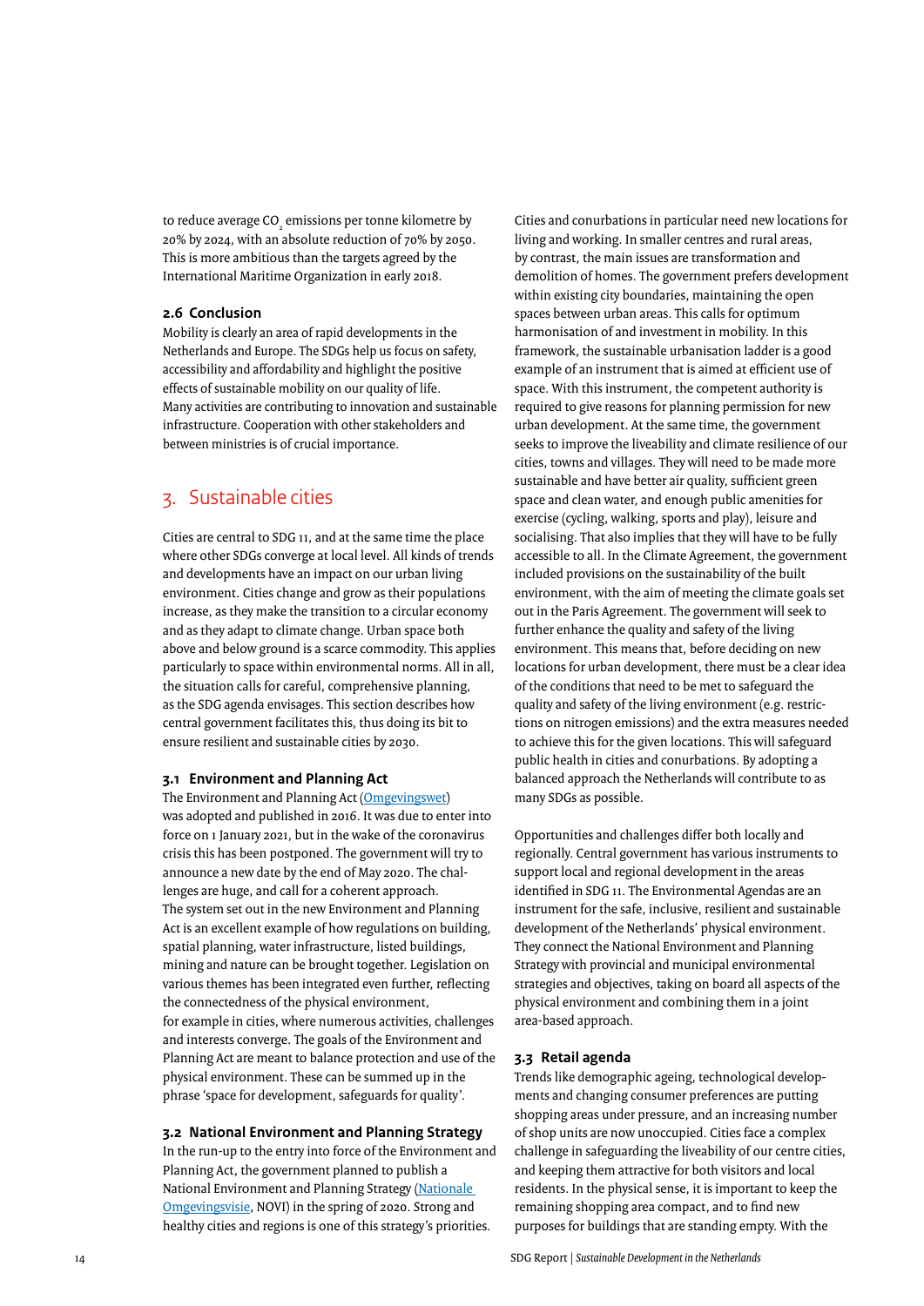to reduce average $CO_2$ emissions per tonne kilometre by 20% by 2024, with an absolute reduction of 70% by 2050. This is more ambitious than the targets agreed by the International Maritime Organization in early 2018.

### 2.6 Conclusion

Mobility is clearly an area of rapid developments in the Netherlands and Europe. The SDGs help us focus on safety, accessibility and affordability and highlight the positive effects of sustainable mobility on our quality of life. Many activities are contributing to innovation and sustainable infrastructure. Cooperation with other stakeholders and between ministries is of crucial importance.

## 3. Sustainable cities

Cities are central to SDG 11, and at the same time the place where other SDGs converge at local level. All kinds of trends and developments have an impact on our urban living environment. Cities change and grow as their populations increase, as they make the transition to a circular economy and as they adapt to climate change. Urban space both above and below ground is a scarce commodity. This applies particularly to space within environmental norms. All in all, the situation calls for careful, comprehensive planning, as the SDG agenda envisages. This section describes how central government facilitates this, thus doing its bit to ensure resilient and sustainable cities by 2030.

### 3.1 Environment and Planning Act

The Environment and Planning Act ([Omgevingswet]) was adopted and published in 2016. It was due to enter into force on 1 January 2021, but in the wake of the coronavirus crisis this has been postponed. The government will try to announce a new date by the end of May 2020. The challenges are huge, and call for a coherent approach. The system set out in the new Environment and Planning Act is an excellent example of how regulations on building, spatial planning, water infrastructure, listed buildings, mining and nature can be brought together. Legislation on various themes has been integrated even further, reflecting the connectedness of the physical environment, for example in cities, where numerous activities, challenges and interests converge. The goals of the Environment and Planning Act are meant to balance protection and use of the physical environment. These can be summed up in the phrase 'space for development, safeguards for quality'.

### 3.2 National Environment and Planning Strategy

In the run-up to the entry into force of the Environment and Planning Act, the government planned to publish a National Environment and Planning Strategy ([Nationale Omgevingsvisie], NOVI) in the spring of 2020. Strong and healthy cities and regions is one of this strategy's priorities. Cities and conurbations in particular need new locations for living and working. In smaller centres and rural areas, by contrast, the main issues are transformation and demolition of homes. The government prefers development within existing city boundaries, maintaining the open spaces between urban areas. This calls for optimum harmonisation of and investment in mobility. In this framework, the sustainable urbanisation ladder is a good example of an instrument that is aimed at efficient use of space. With this instrument, the competent authority is required to give reasons for planning permission for new urban development. At the same time, the government seeks to improve the liveability and climate resilience of our cities, towns and villages. They will need to be made more sustainable and have better air quality, sufficient green space and clean water, and enough public amenities for exercise (cycling, walking, sports and play), leisure and socialising. That also implies that they will have to be fully accessible to all. In the Climate Agreement, the government included provisions on the sustainability of the built environment, with the aim of meeting the climate goals set out in the Paris Agreement. The government will seek to further enhance the quality and safety of the living environment. This means that, before deciding on new locations for urban development, there must be a clear idea of the conditions that need to be met to safeguard the quality and safety of the living environment (e.g. restrictions on nitrogen emissions) and the extra measures needed to achieve this for the given locations. This will safeguard public health in cities and conurbations. By adopting a balanced approach the Netherlands will contribute to as many SDGs as possible.

Opportunities and challenges differ both locally and regionally. Central government has various instruments to support local and regional development in the areas identified in SDG 11. The Environmental Agendas are an instrument for the safe, inclusive, resilient and sustainable development of the Netherlands' physical environment. They connect the National Environment and Planning Strategy with provincial and municipal environmental strategies and objectives, taking on board all aspects of the physical environment and combining them in a joint area-based approach.

### 3.3 Retail agenda

Trends like demographic ageing, technological developments and changing consumer preferences are putting shopping areas under pressure, and an increasing number of shop units are now unoccupied. Cities face a complex challenge in safeguarding the liveability of our centre cities, and keeping them attractive for both visitors and local residents. In the physical sense, it is important to keep the remaining shopping area compact, and to find new purposes for buildings that are standing empty. With the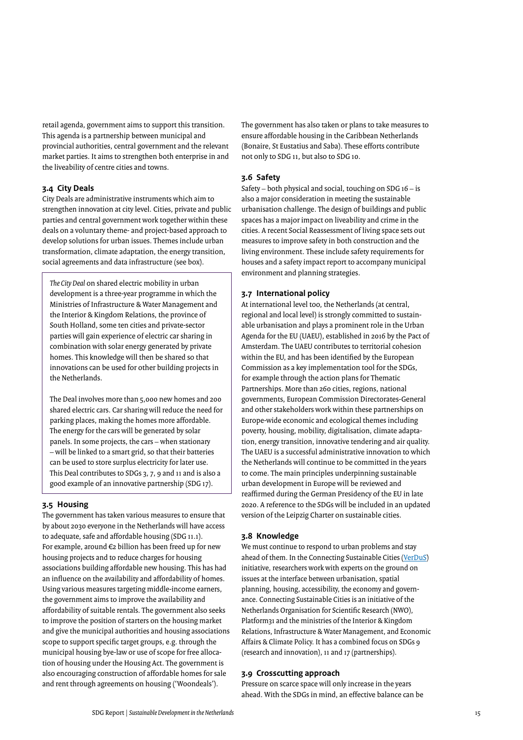retail agenda, government aims to support this transition. This agenda is a partnership between municipal and provincial authorities, central government and the relevant market parties. It aims to strengthen both enterprise in and the liveability of centre cities and towns.

### 3.4 City Deals

City Deals are administrative instruments which aim to strengthen innovation at city level. Cities, private and public parties and central government work together within these deals on a voluntary theme- and project-based approach to develop solutions for urban issues. Themes include urban transformation, climate adaptation, the energy transition, social agreements and data infrastructure (see box).

> *The City Deal* on shared electric mobility in urban development is a three-year programme in which the Ministries of Infrastructure & Water Management and the Interior & Kingdom Relations, the province of South Holland, some ten cities and private-sector parties will gain experience of electric car sharing in combination with solar energy generated by private homes. This knowledge will then be shared so that innovations can be used for other building projects in the Netherlands.
>
> The Deal involves more than 5,000 new homes and 200 shared electric cars. Car sharing will reduce the need for parking places, making the homes more affordable. The energy for the cars will be generated by solar panels. In some projects, the cars – when stationary – will be linked to a smart grid, so that their batteries can be used to store surplus electricity for later use. This Deal contributes to SDGs 3, 7, 9 and 11 and is also a good example of an innovative partnership (SDG 17).

### 3.5 Housing

The government has taken various measures to ensure that by about 2030 everyone in the Netherlands will have access to adequate, safe and affordable housing (SDG 11.1). For example, around €2 billion has been freed up for new housing projects and to reduce charges for housing associations building affordable new housing. This has had an influence on the availability and affordability of homes. Using various measures targeting middle-income earners, the government aims to improve the availability and affordability of suitable rentals. The government also seeks to improve the position of starters on the housing market and give the municipal authorities and housing associations scope to support specific target groups, e.g. through the municipal housing bye-law or use of scope for free allocation of housing under the Housing Act. The government is also encouraging construction of affordable homes for sale and rent through agreements on housing ('Woondeals').

The government has also taken or plans to take measures to ensure affordable housing in the Caribbean Netherlands (Bonaire, St Eustatius and Saba). These efforts contribute not only to SDG 11, but also to SDG 10.

### 3.6 Safety

Safety – both physical and social, touching on SDG 16 – is also a major consideration in meeting the sustainable urbanisation challenge. The design of buildings and public spaces has a major impact on liveability and crime in the cities. A recent Social Reassessment of living space sets out measures to improve safety in both construction and the living environment. These include safety requirements for houses and a safety impact report to accompany municipal environment and planning strategies.

### 3.7 International policy

At international level too, the Netherlands (at central, regional and local level) is strongly committed to sustainable urbanisation and plays a prominent role in the Urban Agenda for the EU (UAEU), established in 2016 by the Pact of Amsterdam. The UAEU contributes to territorial cohesion within the EU, and has been identified by the European Commission as a key implementation tool for the SDGs, for example through the action plans for Thematic Partnerships. More than 260 cities, regions, national governments, European Commission Directorates-General and other stakeholders work within these partnerships on Europe-wide economic and ecological themes including poverty, housing, mobility, digitalisation, climate adaptation, energy transition, innovative tendering and air quality. The UAEU is a successful administrative innovation to which the Netherlands will continue to be committed in the years to come. The main principles underpinning sustainable urban development in Europe will be reviewed and reaffirmed during the German Presidency of the EU in late 2020. A reference to the SDGs will be included in an updated version of the Leipzig Charter on sustainable cities.

### 3.8 Knowledge

We must continue to respond to urban problems and stay ahead of them. In the Connecting Sustainable Cities (VerDuS) initiative, researchers work with experts on the ground on issues at the interface between urbanisation, spatial planning, housing, accessibility, the economy and governance. Connecting Sustainable Cities is an initiative of the Netherlands Organisation for Scientific Research (NWO), Platform31 and the ministries of the Interior & Kingdom Relations, Infrastructure & Water Management, and Economic Affairs & Climate Policy. It has a combined focus on SDGs 9 (research and innovation), 11 and 17 (partnerships).

### 3.9 Crosscutting approach

Pressure on scarce space will only increase in the years ahead. With the SDGs in mind, an effective balance can be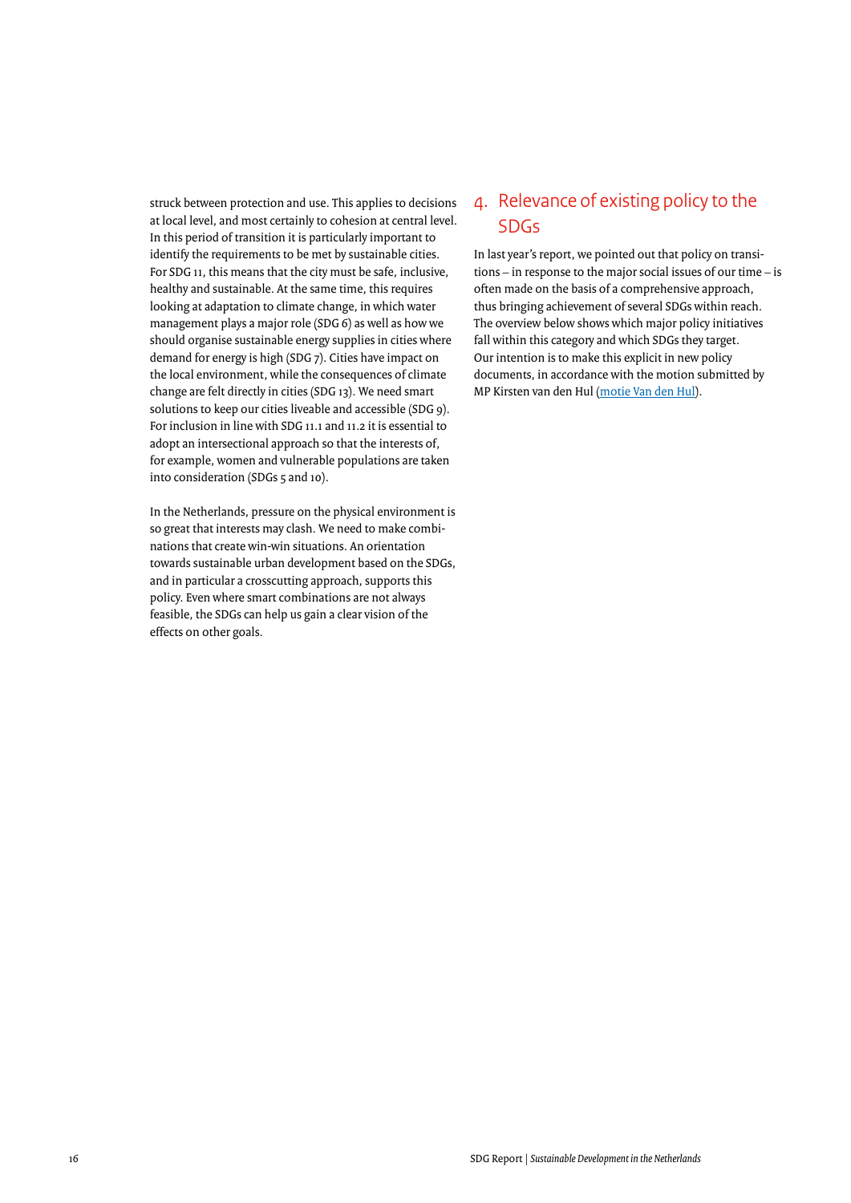struck between protection and use. This applies to decisions at local level, and most certainly to cohesion at central level. In this period of transition it is particularly important to identify the requirements to be met by sustainable cities. For SDG 11, this means that the city must be safe, inclusive, healthy and sustainable. At the same time, this requires looking at adaptation to climate change, in which water management plays a major role (SDG 6) as well as how we should organise sustainable energy supplies in cities where demand for energy is high (SDG 7). Cities have impact on the local environment, while the consequences of climate change are felt directly in cities (SDG 13). We need smart solutions to keep our cities liveable and accessible (SDG 9). For inclusion in line with SDG 11.1 and 11.2 it is essential to adopt an intersectional approach so that the interests of, for example, women and vulnerable populations are taken into consideration (SDGs 5 and 10).

In the Netherlands, pressure on the physical environment is so great that interests may clash. We need to make combinations that create win-win situations. An orientation towards sustainable urban development based on the SDGs, and in particular a crosscutting approach, supports this policy. Even where smart combinations are not always feasible, the SDGs can help us gain a clear vision of the effects on other goals.

## 4. Relevance of existing policy to the SDGs

In last year's report, we pointed out that policy on transitions – in response to the major social issues of our time – is often made on the basis of a comprehensive approach, thus bringing achievement of several SDGs within reach. The overview below shows which major policy initiatives fall within this category and which SDGs they target. Our intention is to make this explicit in new policy documents, in accordance with the motion submitted by MP Kirsten van den Hul (motie Van den Hul).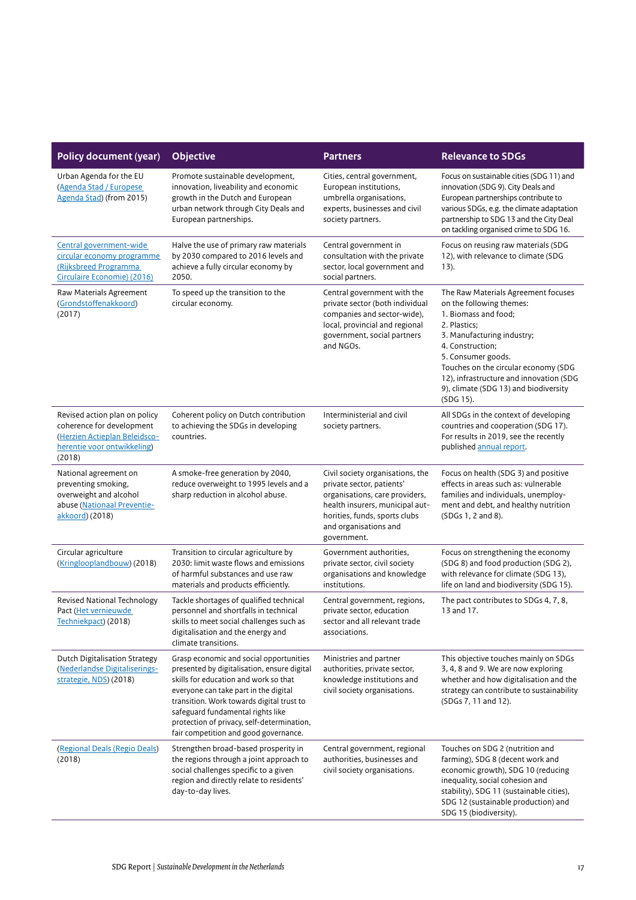| Policy document (year) | Objective | Partners | Relevance to SDGs |
|---|---|---|---|
| Urban Agenda for the EU (Agenda Stad / Europese Agenda Stad) (from 2015) | Promote sustainable development, innovation, liveability and economic growth in the Dutch and European urban network through City Deals and European partnerships. | Cities, central government, European institutions, umbrella organisations, experts, businesses and civil society partners. | Focus on sustainable cities (SDG 11) and innovation (SDG 9). City Deals and European partnerships contribute to various SDGs, e.g. the climate adaptation partnership to SDG 13 and the City Deal on tackling organised crime to SDG 16. |
| Central government-wide circular economy programme (Rijksbreed Programma Circulaire Economie) (2016) | Halve the use of primary raw materials by 2030 compared to 2016 levels and achieve a fully circular economy by 2050. | Central government in consultation with the private sector, local government and social partners. | Focus on reusing raw materials (SDG 12), with relevance to climate (SDG 13). |
| Raw Materials Agreement (Grondstoffenakkoord) (2017) | To speed up the transition to the circular economy. | Central government with the private sector (both individual companies and sector-wide), local, provincial and regional government, social partners and NGOs. | The Raw Materials Agreement focuses on the following themes:<br>1. Biomass and food;<br>2. Plastics;<br>3. Manufacturing industry;<br>4. Construction;<br>5. Consumer goods.<br>Touches on the circular economy (SDG 12), infrastructure and innovation (SDG 9), climate (SDG 13) and biodiversity (SDG 15). |
| Revised action plan on policy coherence for development (Herzien Actieplan Beleidscoherentie voor ontwikkeling) (2018) | Coherent policy on Dutch contribution to achieving the SDGs in developing countries. | Interministerial and civil society partners. | All SDGs in the context of developing countries and cooperation (SDG 17). For results in 2019, see the recently published annual report. |
| National agreement on preventing smoking, overweight and alcohol abuse (Nationaal Preventieakkoord) (2018) | A smoke-free generation by 2040, reduce overweight to 1995 levels and a sharp reduction in alcohol abuse. | Civil society organisations, the private sector, patients' organisations, care providers, health insurers, municipal authorities, funds, sports clubs and organisations and government. | Focus on health (SDG 3) and positive effects in areas such as: vulnerable families and individuals, unemployment and debt, and healthy nutrition (SDGs 1, 2 and 8). |
| Circular agriculture (Kringlooplandbouw) (2018) | Transition to circular agriculture by 2030: limit waste flows and emissions of harmful substances and use raw materials and products efficiently. | Government authorities, private sector, civil society organisations and knowledge institutions. | Focus on strengthening the economy (SDG 8) and food production (SDG 2), with relevance for climate (SDG 13), life on land and biodiversity (SDG 15). |
| Revised National Technology Pact (Het vernieuwde Techniekpact) (2018) | Tackle shortages of qualified technical personnel and shortfalls in technical skills to meet social challenges such as digitalisation and the energy and climate transitions. | Central government, regions, private sector, education sector and all relevant trade associations. | The pact contributes to SDGs 4, 7, 8, 13 and 17. |
| Dutch Digitalisation Strategy (Nederlandse Digitaliseringsstrategie, NDS) (2018) | Grasp economic and social opportunities presented by digitalisation, ensure digital skills for education and work so that everyone can take part in the digital transition. Work towards digital trust to safeguard fundamental rights like protection of privacy, self-determination, fair competition and good governance. | Ministries and partner authorities, private sector, knowledge institutions and civil society organisations. | This objective touches mainly on SDGs 3, 4, 8 and 9. We are now exploring whether and how digitalisation and the strategy can contribute to sustainability (SDGs 7, 11 and 12). |
| (Regional Deals (Regio Deals) (2018) | Strengthen broad-based prosperity in the regions through a joint approach to social challenges specific to a given region and directly relate to residents' day-to-day lives. | Central government, regional authorities, businesses and civil society organisations. | Touches on SDG 2 (nutrition and farming), SDG 8 (decent work and economic growth), SDG 10 (reducing inequality, social cohesion and stability), SDG 11 (sustainable cities), SDG 12 (sustainable production) and SDG 15 (biodiversity). |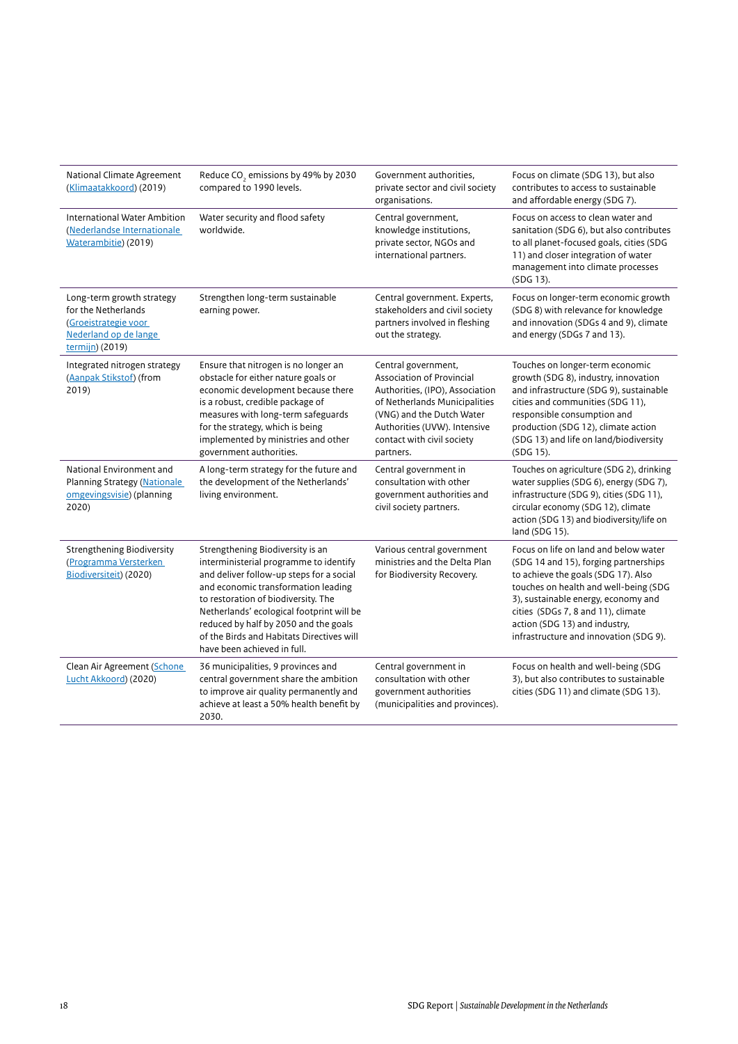| | | | |
|---|---|---|---|
| National Climate Agreement (Klimaatakkoord) (2019) | Reduce $CO_2$ emissions by 49% by 2030 compared to 1990 levels. | Government authorities, private sector and civil society organisations. | Focus on climate (SDG 13), but also contributes to access to sustainable and affordable energy (SDG 7). |
| International Water Ambition (Nederlandse Internationale Waterambitie) (2019) | Water security and flood safety worldwide. | Central government, knowledge institutions, private sector, NGOs and international partners. | Focus on access to clean water and sanitation (SDG 6), but also contributes to all planet-focused goals, cities (SDG 11) and closer integration of water management into climate processes (SDG 13). |
| Long-term growth strategy for the Netherlands (Groeistrategie voor Nederland op de lange termijn) (2019) | Strengthen long-term sustainable earning power. | Central government. Experts, stakeholders and civil society partners involved in fleshing out the strategy. | Focus on longer-term economic growth (SDG 8) with relevance for knowledge and innovation (SDGs 4 and 9), climate and energy (SDGs 7 and 13). |
| Integrated nitrogen strategy (Aanpak Stikstof) (from 2019) | Ensure that nitrogen is no longer an obstacle for either nature goals or economic development because there is a robust, credible package of measures with long-term safeguards for the strategy, which is being implemented by ministries and other government authorities. | Central government, Association of Provincial Authorities, (IPO), Association of Netherlands Municipalities (VNG) and the Dutch Water Authorities (UVW). Intensive contact with civil society partners. | Touches on longer-term economic growth (SDG 8), industry, innovation and infrastructure (SDG 9), sustainable cities and communities (SDG 11), responsible consumption and production (SDG 12), climate action (SDG 13) and life on land/biodiversity (SDG 15). |
| National Environment and Planning Strategy (Nationale omgevingsvisie) (planning 2020) | A long-term strategy for the future and the development of the Netherlands' living environment. | Central government in consultation with other government authorities and civil society partners. | Touches on agriculture (SDG 2), drinking water supplies (SDG 6), energy (SDG 7), infrastructure (SDG 9), cities (SDG 11), circular economy (SDG 12), climate action (SDG 13) and biodiversity/life on land (SDG 15). |
| Strengthening Biodiversity (Programma Versterken Biodiversiteit) (2020) | Strengthening Biodiversity is an interministerial programme to identify and deliver follow-up steps for a social and economic transformation leading to restoration of biodiversity. The Netherlands' ecological footprint will be reduced by half by 2050 and the goals of the Birds and Habitats Directives will have been achieved in full. | Various central government ministries and the Delta Plan for Biodiversity Recovery. | Focus on life on land and below water (SDG 14 and 15), forging partnerships to achieve the goals (SDG 17). Also touches on health and well-being (SDG 3), sustainable energy, economy and cities (SDGs 7, 8 and 11), climate action (SDG 13) and industry, infrastructure and innovation (SDG 9). |
| Clean Air Agreement (Schone Lucht Akkoord) (2020) | 36 municipalities, 9 provinces and central government share the ambition to improve air quality permanently and achieve at least a 50% health benefit by 2030. | Central government in consultation with other government authorities (municipalities and provinces). | Focus on health and well-being (SDG 3), but also contributes to sustainable cities (SDG 11) and climate (SDG 13). |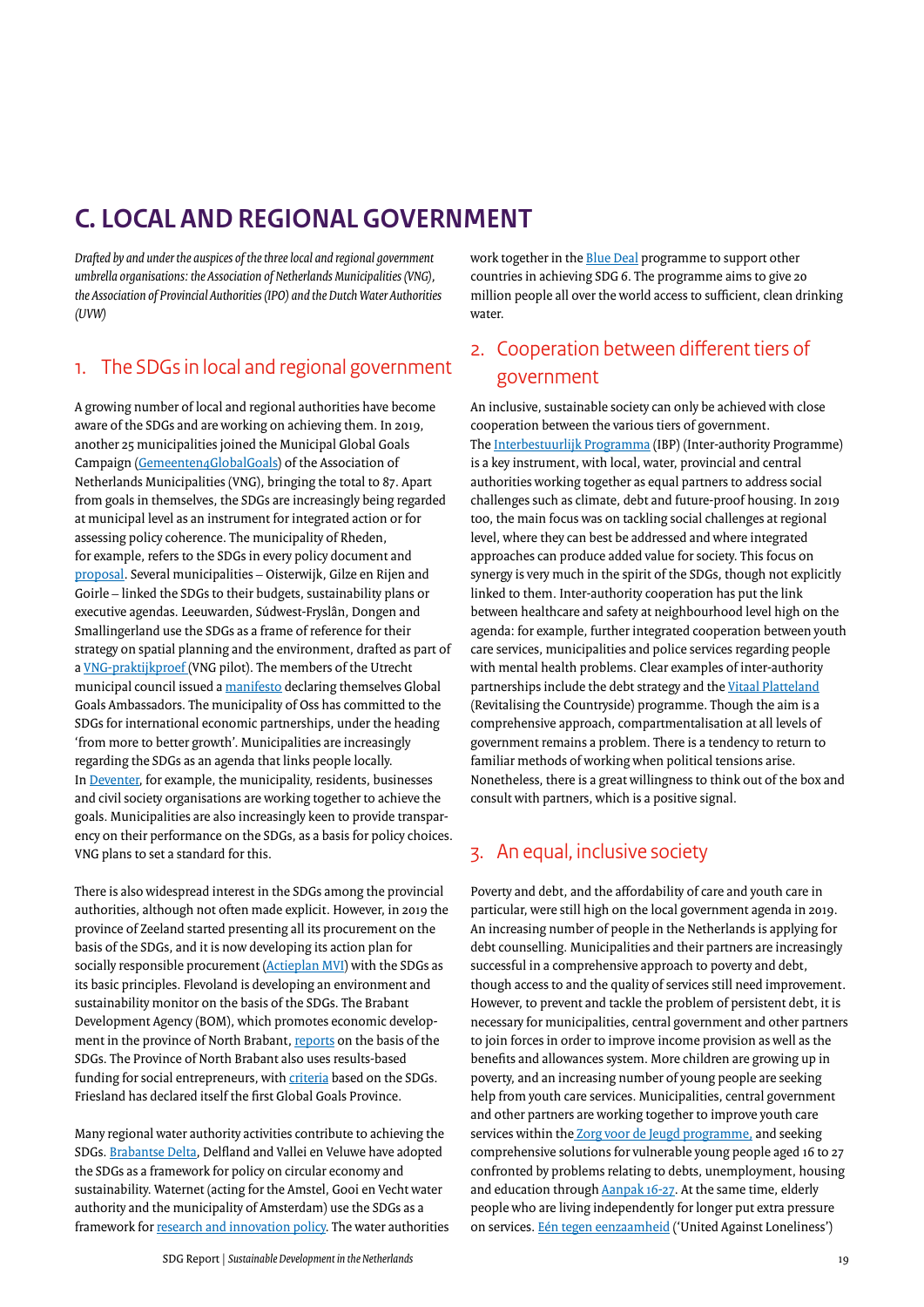# C. LOCAL AND REGIONAL GOVERNMENT

*Drafted by and under the auspices of the three local and regional government umbrella organisations: the Association of Netherlands Municipalities (VNG), the Association of Provincial Authorities (IPO) and the Dutch Water Authorities (UVW)*

## 1. The SDGs in local and regional government

A growing number of local and regional authorities have become aware of the SDGs and are working on achieving them. In 2019, another 25 municipalities joined the Municipal Global Goals Campaign (Gemeenten4GlobalGoals) of the Association of Netherlands Municipalities (VNG), bringing the total to 87. Apart from goals in themselves, the SDGs are increasingly being regarded at municipal level as an instrument for integrated action or for assessing policy coherence. The municipality of Rheden, for example, refers to the SDGs in every policy document and proposal. Several municipalities – Oisterwijk, Gilze en Rijen and Goirle – linked the SDGs to their budgets, sustainability plans or executive agendas. Leeuwarden, Súdwest-Fryslân, Dongen and Smallingerland use the SDGs as a frame of reference for their strategy on spatial planning and the environment, drafted as part of a VNG-praktijkproef (VNG pilot). The members of the Utrecht municipal council issued a manifesto declaring themselves Global Goals Ambassadors. The municipality of Oss has committed to the SDGs for international economic partnerships, under the heading 'from more to better growth'. Municipalities are increasingly regarding the SDGs as an agenda that links people locally. In Deventer, for example, the municipality, residents, businesses and civil society organisations are working together to achieve the goals. Municipalities are also increasingly keen to provide transparency on their performance on the SDGs, as a basis for policy choices. VNG plans to set a standard for this.

There is also widespread interest in the SDGs among the provincial authorities, although not often made explicit. However, in 2019 the province of Zeeland started presenting all its procurement on the basis of the SDGs, and it is now developing its action plan for socially responsible procurement (Actieplan MVI) with the SDGs as its basic principles. Flevoland is developing an environment and sustainability monitor on the basis of the SDGs. The Brabant Development Agency (BOM), which promotes economic development in the province of North Brabant, reports on the basis of the SDGs. The Province of North Brabant also uses results-based funding for social entrepreneurs, with criteria based on the SDGs. Friesland has declared itself the first Global Goals Province.

Many regional water authority activities contribute to achieving the SDGs. Brabantse Delta, Delfland and Vallei en Veluwe have adopted the SDGs as a framework for policy on circular economy and sustainability. Waternet (acting for the Amstel, Gooi en Vecht water authority and the municipality of Amsterdam) use the SDGs as a framework for research and innovation policy. The water authorities work together in the Blue Deal programme to support other countries in achieving SDG 6. The programme aims to give 20 million people all over the world access to sufficient, clean drinking water.

## 2. Cooperation between different tiers of government

An inclusive, sustainable society can only be achieved with close cooperation between the various tiers of government. The Interbestuurlijk Programma (IBP) (Inter-authority Programme) is a key instrument, with local, water, provincial and central authorities working together as equal partners to address social challenges such as climate, debt and future-proof housing. In 2019 too, the main focus was on tackling social challenges at regional level, where they can best be addressed and where integrated approaches can produce added value for society. This focus on synergy is very much in the spirit of the SDGs, though not explicitly linked to them. Inter-authority cooperation has put the link between healthcare and safety at neighbourhood level high on the agenda: for example, further integrated cooperation between youth care services, municipalities and police services regarding people with mental health problems. Clear examples of inter-authority partnerships include the debt strategy and the Vitaal Platteland (Revitalising the Countryside) programme. Though the aim is a comprehensive approach, compartmentalisation at all levels of government remains a problem. There is a tendency to return to familiar methods of working when political tensions arise. Nonetheless, there is a great willingness to think out of the box and consult with partners, which is a positive signal.

## 3. An equal, inclusive society

Poverty and debt, and the affordability of care and youth care in particular, were still high on the local government agenda in 2019. An increasing number of people in the Netherlands is applying for debt counselling. Municipalities and their partners are increasingly successful in a comprehensive approach to poverty and debt, though access to and the quality of services still need improvement. However, to prevent and tackle the problem of persistent debt, it is necessary for municipalities, central government and other partners to join forces in order to improve income provision as well as the benefits and allowances system. More children are growing up in poverty, and an increasing number of young people are seeking help from youth care services. Municipalities, central government and other partners are working together to improve youth care services within the Zorg voor de Jeugd programme, and seeking comprehensive solutions for vulnerable young people aged 16 to 27 confronted by problems relating to debts, unemployment, housing and education through Aanpak 16-27. At the same time, elderly people who are living independently for longer put extra pressure on services. Eén tegen eenzaamheid ('United Against Loneliness')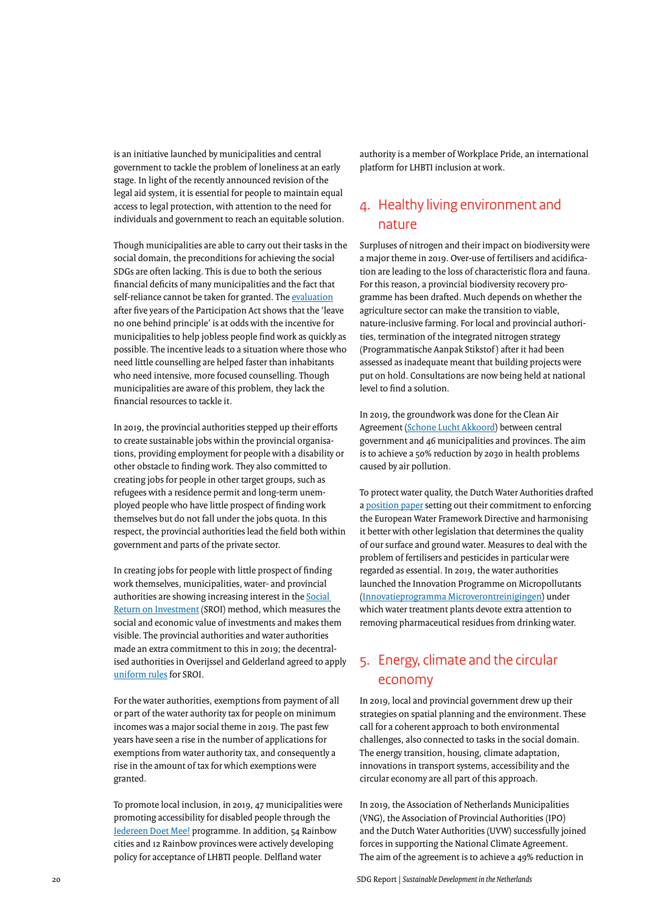is an initiative launched by municipalities and central government to tackle the problem of loneliness at an early stage. In light of the recently announced revision of the legal aid system, it is essential for people to maintain equal access to legal protection, with attention to the need for individuals and government to reach an equitable solution.

Though municipalities are able to carry out their tasks in the social domain, the preconditions for achieving the social SDGs are often lacking. This is due to both the serious financial deficits of many municipalities and the fact that self-reliance cannot be taken for granted. The evaluation after five years of the Participation Act shows that the 'leave no one behind principle' is at odds with the incentive for municipalities to help jobless people find work as quickly as possible. The incentive leads to a situation where those who need little counselling are helped faster than inhabitants who need intensive, more focused counselling. Though municipalities are aware of this problem, they lack the financial resources to tackle it.

In 2019, the provincial authorities stepped up their efforts to create sustainable jobs within the provincial organisations, providing employment for people with a disability or other obstacle to finding work. They also committed to creating jobs for people in other target groups, such as refugees with a residence permit and long-term unemployed people who have little prospect of finding work themselves but do not fall under the jobs quota. In this respect, the provincial authorities lead the field both within government and parts of the private sector.

In creating jobs for people with little prospect of finding work themselves, municipalities, water- and provincial authorities are showing increasing interest in the Social Return on Investment (SROI) method, which measures the social and economic value of investments and makes them visible. The provincial authorities and water authorities made an extra commitment to this in 2019; the decentralised authorities in Overijssel and Gelderland agreed to apply uniform rules for SROI.

For the water authorities, exemptions from payment of all or part of the water authority tax for people on minimum incomes was a major social theme in 2019. The past few years have seen a rise in the number of applications for exemptions from water authority tax, and consequently a rise in the amount of tax for which exemptions were granted.

To promote local inclusion, in 2019, 47 municipalities were promoting accessibility for disabled people through the Iedereen Doet Mee! programme. In addition, 54 Rainbow cities and 12 Rainbow provinces were actively developing policy for acceptance of LHBTI people. Delfland water authority is a member of Workplace Pride, an international platform for LHBTI inclusion at work.

## 4. Healthy living environment and nature

Surpluses of nitrogen and their impact on biodiversity were a major theme in 2019. Over-use of fertilisers and acidification are leading to the loss of characteristic flora and fauna. For this reason, a provincial biodiversity recovery programme has been drafted. Much depends on whether the agriculture sector can make the transition to viable, nature-inclusive farming. For local and provincial authorities, termination of the integrated nitrogen strategy (Programmatische Aanpak Stikstof) after it had been assessed as inadequate meant that building projects were put on hold. Consultations are now being held at national level to find a solution.

In 2019, the groundwork was done for the Clean Air Agreement (Schone Lucht Akkoord) between central government and 46 municipalities and provinces. The aim is to achieve a 50% reduction by 2030 in health problems caused by air pollution.

To protect water quality, the Dutch Water Authorities drafted a position paper setting out their commitment to enforcing the European Water Framework Directive and harmonising it better with other legislation that determines the quality of our surface and ground water. Measures to deal with the problem of fertilisers and pesticides in particular were regarded as essential. In 2019, the water authorities launched the Innovation Programme on Micropollutants (Innovatieprogramma Microverontreinigingen) under which water treatment plants devote extra attention to removing pharmaceutical residues from drinking water.

## 5. Energy, climate and the circular economy

In 2019, local and provincial government drew up their strategies on spatial planning and the environment. These call for a coherent approach to both environmental challenges, also connected to tasks in the social domain. The energy transition, housing, climate adaptation, innovations in transport systems, accessibility and the circular economy are all part of this approach.

In 2019, the Association of Netherlands Municipalities (VNG), the Association of Provincial Authorities (IPO) and the Dutch Water Authorities (UVW) successfully joined forces in supporting the National Climate Agreement. The aim of the agreement is to achieve a 49% reduction in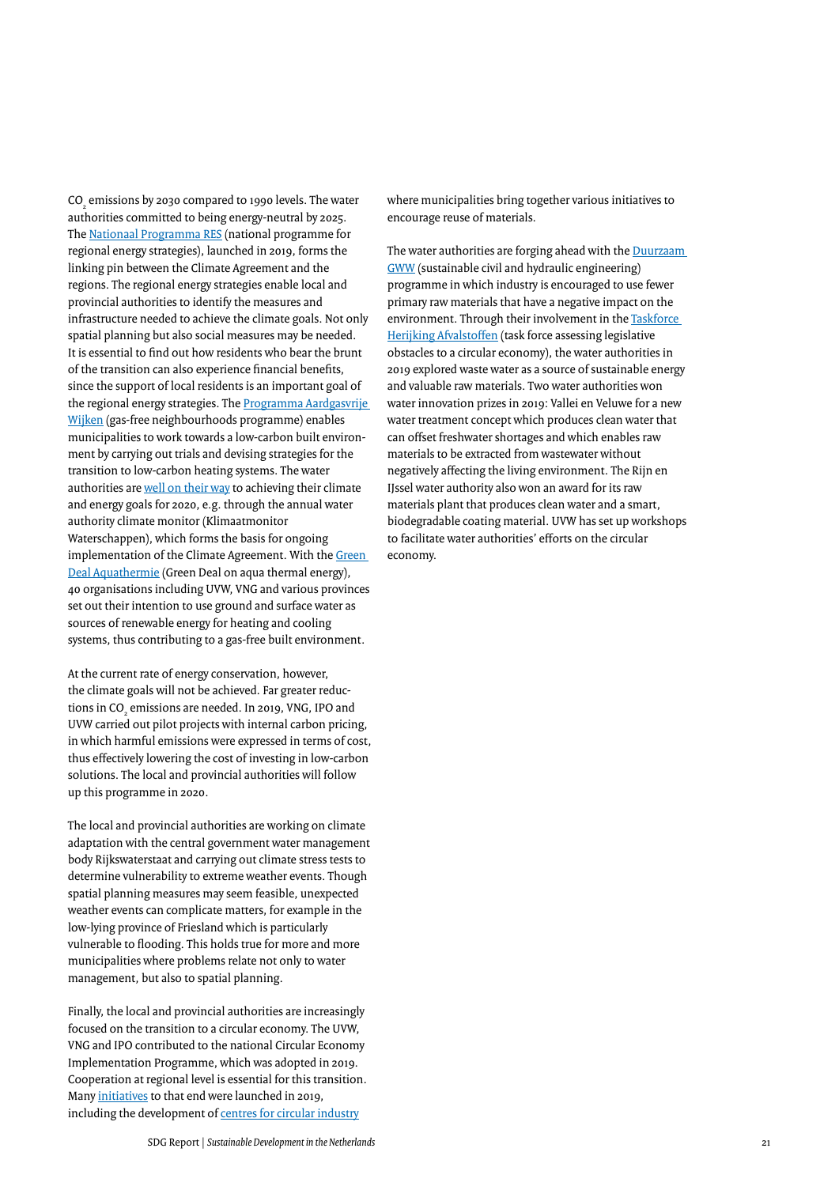$CO_2$ emissions by 2030 compared to 1990 levels. The water authorities committed to being energy-neutral by 2025. The Nationaal Programma RES (national programme for regional energy strategies), launched in 2019, forms the linking pin between the Climate Agreement and the regions. The regional energy strategies enable local and provincial authorities to identify the measures and infrastructure needed to achieve the climate goals. Not only spatial planning but also social measures may be needed. It is essential to find out how residents who bear the brunt of the transition can also experience financial benefits, since the support of local residents is an important goal of the regional energy strategies. The Programma Aardgasvrije Wijken (gas-free neighbourhoods programme) enables municipalities to work towards a low-carbon built environment by carrying out trials and devising strategies for the transition to low-carbon heating systems. The water authorities are well on their way to achieving their climate and energy goals for 2020, e.g. through the annual water authority climate monitor (Klimaatmonitor Waterschappen), which forms the basis for ongoing implementation of the Climate Agreement. With the Green Deal Aquathermie (Green Deal on aqua thermal energy), 40 organisations including UVW, VNG and various provinces set out their intention to use ground and surface water as sources of renewable energy for heating and cooling systems, thus contributing to a gas-free built environment.

At the current rate of energy conservation, however, the climate goals will not be achieved. Far greater reductions in $CO_2$ emissions are needed. In 2019, VNG, IPO and UVW carried out pilot projects with internal carbon pricing, in which harmful emissions were expressed in terms of cost, thus effectively lowering the cost of investing in low-carbon solutions. The local and provincial authorities will follow up this programme in 2020.

The local and provincial authorities are working on climate adaptation with the central government water management body Rijkswaterstaat and carrying out climate stress tests to determine vulnerability to extreme weather events. Though spatial planning measures may seem feasible, unexpected weather events can complicate matters, for example in the low-lying province of Friesland which is particularly vulnerable to flooding. This holds true for more and more municipalities where problems relate not only to water management, but also to spatial planning.

Finally, the local and provincial authorities are increasingly focused on the transition to a circular economy. The UVW, VNG and IPO contributed to the national Circular Economy Implementation Programme, which was adopted in 2019. Cooperation at regional level is essential for this transition. Many initiatives to that end were launched in 2019, including the development of centres for circular industry where municipalities bring together various initiatives to encourage reuse of materials.

The water authorities are forging ahead with the Duurzaam GWW (sustainable civil and hydraulic engineering) programme in which industry is encouraged to use fewer primary raw materials that have a negative impact on the environment. Through their involvement in the Taskforce Herijking Afvalstoffen (task force assessing legislative obstacles to a circular economy), the water authorities in 2019 explored waste water as a source of sustainable energy and valuable raw materials. Two water authorities won water innovation prizes in 2019: Vallei en Veluwe for a new water treatment concept which produces clean water that can offset freshwater shortages and which enables raw materials to be extracted from wastewater without negatively affecting the living environment. The Rijn en IJssel water authority also won an award for its raw materials plant that produces clean water and a smart, biodegradable coating material. UVW has set up workshops to facilitate water authorities' efforts on the circular economy.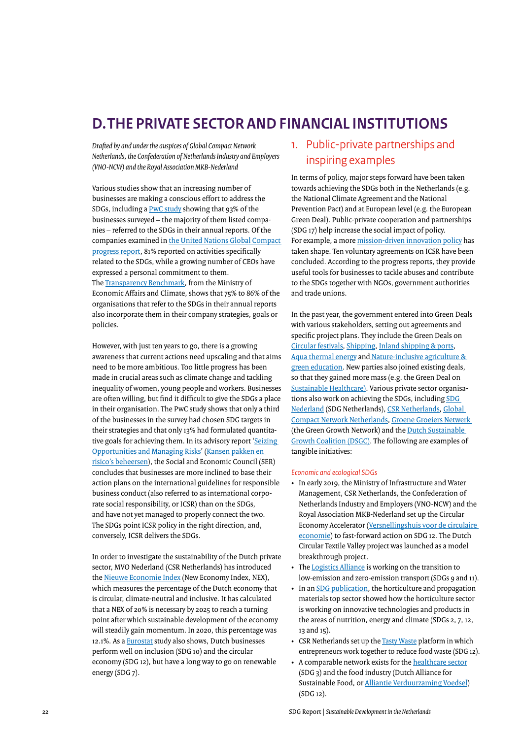# D. THE PRIVATE SECTOR AND FINANCIAL INSTITUTIONS

*Drafted by and under the auspices of Global Compact Network Netherlands, the Confederation of Netherlands Industry and Employers (VNO-NCW) and the Royal Association MKB-Nederland*

Various studies show that an increasing number of businesses are making a conscious effort to address the SDGs, including a PwC study showing that 93% of the businesses surveyed – the majority of them listed companies – referred to the SDGs in their annual reports. Of the companies examined in the United Nations Global Compact progress report, 81% reported on activities specifically related to the SDGs, while a growing number of CEOs have expressed a personal commitment to them. The Transparency Benchmark, from the Ministry of Economic Affairs and Climate, shows that 75% to 86% of the organisations that refer to the SDGs in their annual reports also incorporate them in their company strategies, goals or policies.

However, with just ten years to go, there is a growing awareness that current actions need upscaling and that aims need to be more ambitious. Too little progress has been made in crucial areas such as climate change and tackling inequality of women, young people and workers. Businesses are often willing, but find it difficult to give the SDGs a place in their organisation. The PwC study shows that only a third of the businesses in the survey had chosen SDG targets in their strategies and that only 13% had formulated quantitative goals for achieving them. In its advisory report 'Seizing Opportunities and Managing Risks' (Kansen pakken en risico's beheersen), the Social and Economic Council (SER) concludes that businesses are more inclined to base their action plans on the international guidelines for responsible business conduct (also referred to as international corporate social responsibility, or ICSR) than on the SDGs, and have not yet managed to properly connect the two. The SDGs point ICSR policy in the right direction, and, conversely, ICSR delivers the SDGs.

In order to investigate the sustainability of the Dutch private sector, MVO Nederland (CSR Netherlands) has introduced the Nieuwe Economie Index (New Economy Index, NEX), which measures the percentage of the Dutch economy that is circular, climate-neutral and inclusive. It has calculated that a NEX of 20% is necessary by 2025 to reach a turning point after which sustainable development of the economy will steadily gain momentum. In 2020, this percentage was 12.1%. As a Eurostat study also shows, Dutch businesses perform well on inclusion (SDG 10) and the circular economy (SDG 12), but have a long way to go on renewable energy (SDG 7).

## 1. Public-private partnerships and inspiring examples

In terms of policy, major steps forward have been taken towards achieving the SDGs both in the Netherlands (e.g. the National Climate Agreement and the National Prevention Pact) and at European level (e.g. the European Green Deal). Public-private cooperation and partnerships (SDG 17) help increase the social impact of policy. For example, a more mission-driven innovation policy has taken shape. Ten voluntary agreements on ICSR have been concluded. According to the progress reports, they provide useful tools for businesses to tackle abuses and contribute to the SDGs together with NGOs, government authorities and trade unions.

In the past year, the government entered into Green Deals with various stakeholders, setting out agreements and specific project plans. They include the Green Deals on Circular festivals, Shipping, Inland shipping & ports, Aqua thermal energy and Nature-inclusive agriculture & green education. New parties also joined existing deals, so that they gained more mass (e.g. the Green Deal on Sustainable Healthcare). Various private sector organisations also work on achieving the SDGs, including SDG Nederland (SDG Netherlands), CSR Netherlands, Global Compact Network Netherlands, Groene Groeiers Netwerk (the Green Growth Network) and the Dutch Sustainable Growth Coalition (DSGC). The following are examples of tangible initiatives:

*Economic and ecological SDGs*

- In early 2019, the Ministry of Infrastructure and Water Management, CSR Netherlands, the Confederation of Netherlands Industry and Employers (VNO-NCW) and the Royal Association MKB-Nederland set up the Circular Economy Accelerator (Versnellingshuis voor de circulaire economie) to fast-forward action on SDG 12. The Dutch Circular Textile Valley project was launched as a model breakthrough project.
- The Logistics Alliance is working on the transition to low-emission and zero-emission transport (SDGs 9 and 11).
- In an SDG publication, the horticulture and propagation materials top sector showed how the horticulture sector is working on innovative technologies and products in the areas of nutrition, energy and climate (SDGs 2, 7, 12, 13 and 15).
- CSR Netherlands set up the Tasty Waste platform in which entrepreneurs work together to reduce food waste (SDG 12).
- A comparable network exists for the healthcare sector (SDG 3) and the food industry (Dutch Alliance for Sustainable Food, or Alliantie Verduurzaming Voedsel) (SDG 12).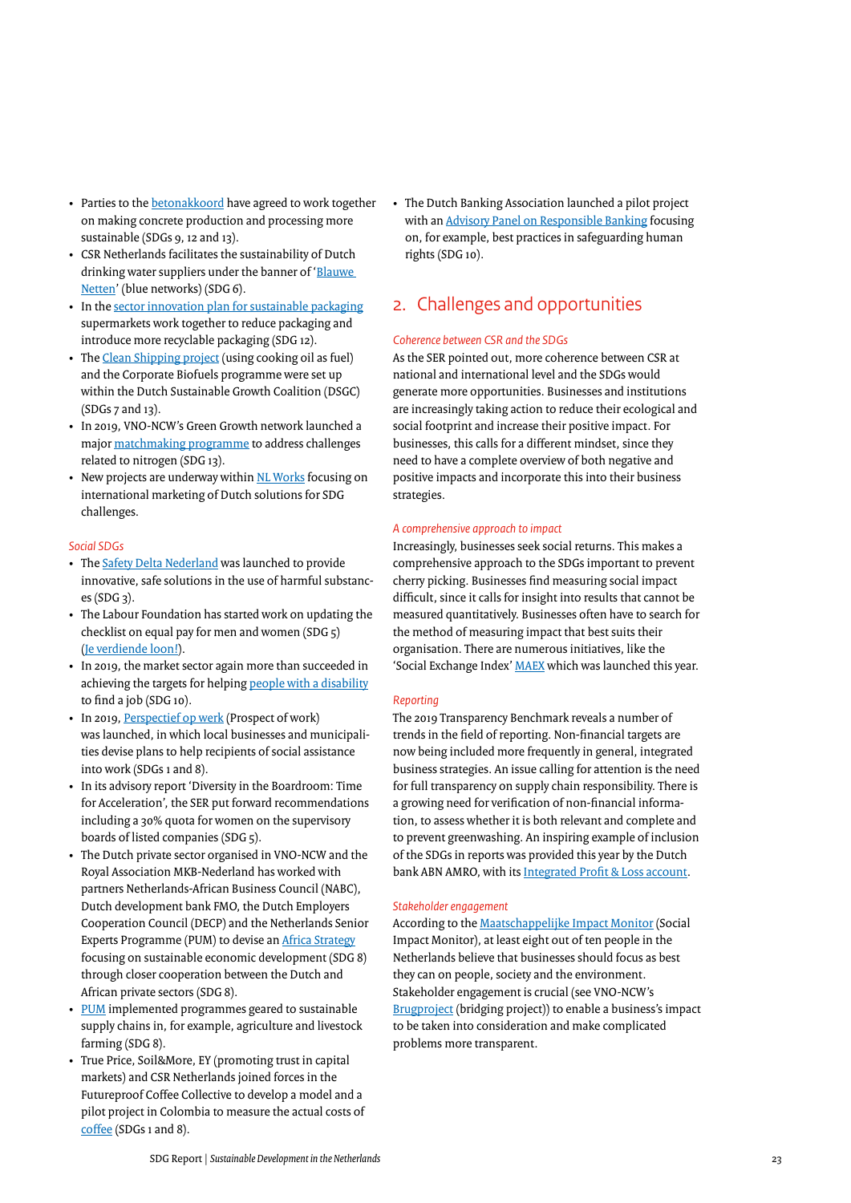- Parties to the betonakkoord have agreed to work together on making concrete production and processing more sustainable (SDGs 9, 12 and 13).
- CSR Netherlands facilitates the sustainability of Dutch drinking water suppliers under the banner of 'Blauwe Netten' (blue networks) (SDG 6).
- In the sector innovation plan for sustainable packaging supermarkets work together to reduce packaging and introduce more recyclable packaging (SDG 12).
- The Clean Shipping project (using cooking oil as fuel) and the Corporate Biofuels programme were set up within the Dutch Sustainable Growth Coalition (DSGC) (SDGs 7 and 13).
- In 2019, VNO-NCW's Green Growth network launched a major matchmaking programme to address challenges related to nitrogen (SDG 13).
- New projects are underway within NL Works focusing on international marketing of Dutch solutions for SDG challenges.

*Social SDGs*

- The Safety Delta Nederland was launched to provide innovative, safe solutions in the use of harmful substances (SDG 3).
- The Labour Foundation has started work on updating the checklist on equal pay for men and women (SDG 5) (Je verdiende loon!).
- In 2019, the market sector again more than succeeded in achieving the targets for helping people with a disability to find a job (SDG 10).
- In 2019, Perspectief op werk (Prospect of work) was launched, in which local businesses and municipalities devise plans to help recipients of social assistance into work (SDGs 1 and 8).
- In its advisory report 'Diversity in the Boardroom: Time for Acceleration', the SER put forward recommendations including a 30% quota for women on the supervisory boards of listed companies (SDG 5).
- The Dutch private sector organised in VNO-NCW and the Royal Association MKB-Nederland has worked with partners Netherlands-African Business Council (NABC), Dutch development bank FMO, the Dutch Employers Cooperation Council (DECP) and the Netherlands Senior Experts Programme (PUM) to devise an Africa Strategy focusing on sustainable economic development (SDG 8) through closer cooperation between the Dutch and African private sectors (SDG 8).
- PUM implemented programmes geared to sustainable supply chains in, for example, agriculture and livestock farming (SDG 8).
- True Price, Soil&More, EY (promoting trust in capital markets) and CSR Netherlands joined forces in the Futureproof Coffee Collective to develop a model and a pilot project in Colombia to measure the actual costs of coffee (SDGs 1 and 8).
- The Dutch Banking Association launched a pilot project with an Advisory Panel on Responsible Banking focusing on, for example, best practices in safeguarding human rights (SDG 10).

## 2. Challenges and opportunities

*Coherence between CSR and the SDGs*

As the SER pointed out, more coherence between CSR at national and international level and the SDGs would generate more opportunities. Businesses and institutions are increasingly taking action to reduce their ecological and social footprint and increase their positive impact. For businesses, this calls for a different mindset, since they need to have a complete overview of both negative and positive impacts and incorporate this into their business strategies.

*A comprehensive approach to impact*

Increasingly, businesses seek social returns. This makes a comprehensive approach to the SDGs important to prevent cherry picking. Businesses find measuring social impact difficult, since it calls for insight into results that cannot be measured quantitatively. Businesses often have to search for the method of measuring impact that best suits their organisation. There are numerous initiatives, like the 'Social Exchange Index' MAEX which was launched this year.

*Reporting*

The 2019 Transparency Benchmark reveals a number of trends in the field of reporting. Non-financial targets are now being included more frequently in general, integrated business strategies. An issue calling for attention is the need for full transparency on supply chain responsibility. There is a growing need for verification of non-financial information, to assess whether it is both relevant and complete and to prevent greenwashing. An inspiring example of inclusion of the SDGs in reports was provided this year by the Dutch bank ABN AMRO, with its Integrated Profit & Loss account.

*Stakeholder engagement*

According to the Maatschappelijke Impact Monitor (Social Impact Monitor), at least eight out of ten people in the Netherlands believe that businesses should focus as best they can on people, society and the environment. Stakeholder engagement is crucial (see VNO-NCW's Brugproject (bridging project)) to enable a business's impact to be taken into consideration and make complicated problems more transparent.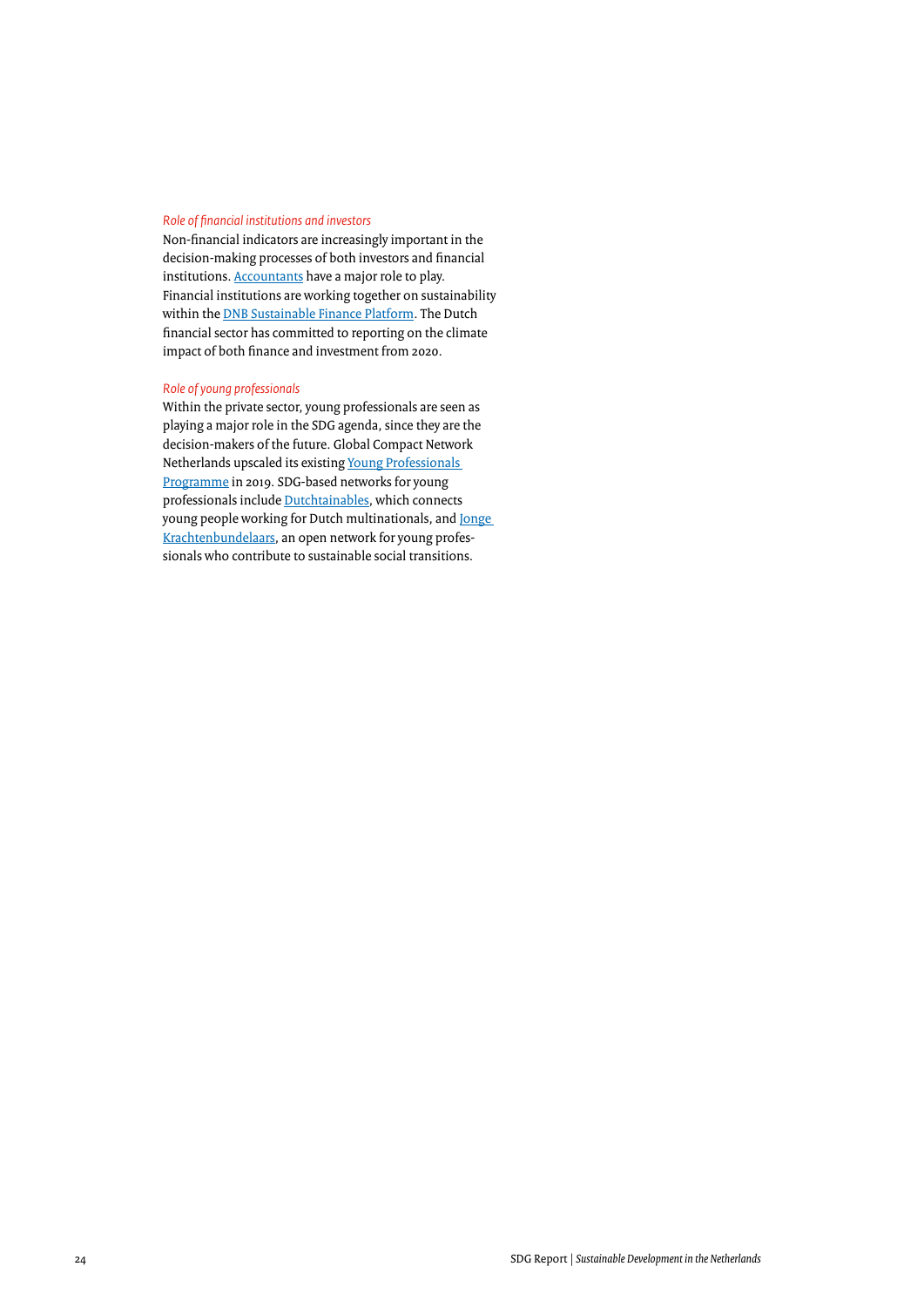*Role of financial institutions and investors*

Non-financial indicators are increasingly important in the decision-making processes of both investors and financial institutions. [Accountants]() have a major role to play. Financial institutions are working together on sustainability within the [DNB Sustainable Finance Platform](). The Dutch financial sector has committed to reporting on the climate impact of both finance and investment from 2020.

*Role of young professionals*

Within the private sector, young professionals are seen as playing a major role in the SDG agenda, since they are the decision-makers of the future. Global Compact Network Netherlands upscaled its existing [Young Professionals Programme]() in 2019. SDG-based networks for young professionals include [Dutchtainables](), which connects young people working for Dutch multinationals, and [Jonge Krachtenbundelaars](), an open network for young professionals who contribute to sustainable social transitions.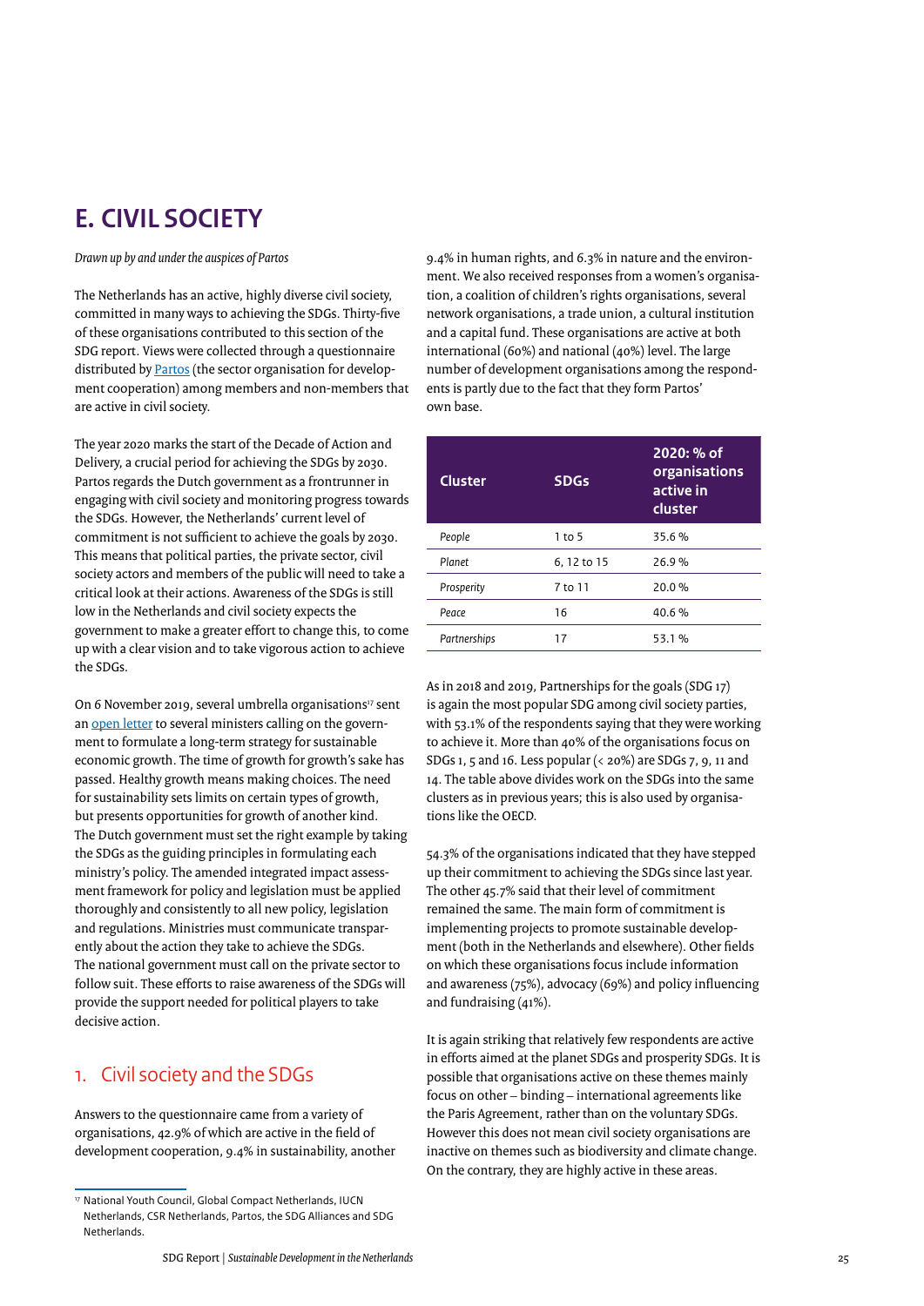# E. CIVIL SOCIETY

*Drawn up by and under the auspices of Partos*

The Netherlands has an active, highly diverse civil society, committed in many ways to achieving the SDGs. Thirty-five of these organisations contributed to this section of the SDG report. Views were collected through a questionnaire distributed by Partos (the sector organisation for development cooperation) among members and non-members that are active in civil society.

The year 2020 marks the start of the Decade of Action and Delivery, a crucial period for achieving the SDGs by 2030. Partos regards the Dutch government as a frontrunner in engaging with civil society and monitoring progress towards the SDGs. However, the Netherlands' current level of commitment is not sufficient to achieve the goals by 2030. This means that political parties, the private sector, civil society actors and members of the public will need to take a critical look at their actions. Awareness of the SDGs is still low in the Netherlands and civil society expects the government to make a greater effort to change this, to come up with a clear vision and to take vigorous action to achieve the SDGs.

On 6 November 2019, several umbrella organisations[17] sent an open letter to several ministers calling on the government to formulate a long-term strategy for sustainable economic growth. The time of growth for growth's sake has passed. Healthy growth means making choices. The need for sustainability sets limits on certain types of growth, but presents opportunities for growth of another kind. The Dutch government must set the right example by taking the SDGs as the guiding principles in formulating each ministry's policy. The amended integrated impact assessment framework for policy and legislation must be applied thoroughly and consistently to all new policy, legislation and regulations. Ministries must communicate transparently about the action they take to achieve the SDGs. The national government must call on the private sector to follow suit. These efforts to raise awareness of the SDGs will provide the support needed for political players to take decisive action.

## 1. Civil society and the SDGs

Answers to the questionnaire came from a variety of organisations, 42.9% of which are active in the field of development cooperation, 9.4% in sustainability, another 9.4% in human rights, and 6.3% in nature and the environment. We also received responses from a women's organisation, a coalition of children's rights organisations, several network organisations, a trade union, a cultural institution and a capital fund. These organisations are active at both international (60%) and national (40%) level. The large number of development organisations among the respondents is partly due to the fact that they form Partos' own base.

| Cluster | SDGs | 2020: % of organisations active in cluster |
|---|---|---|
| *People* | 1 to 5 | 35.6 % |
| *Planet* | 6, 12 to 15 | 26.9 % |
| *Prosperity* | 7 to 11 | 20.0 % |
| *Peace* | 16 | 40.6 % |
| *Partnerships* | 17 | 53.1 % |

As in 2018 and 2019, Partnerships for the goals (SDG 17) is again the most popular SDG among civil society parties, with 53.1% of the respondents saying that they were working to achieve it. More than 40% of the organisations focus on SDGs 1, 5 and 16. Less popular (< 20%) are SDGs 7, 9, 11 and 14. The table above divides work on the SDGs into the same clusters as in previous years; this is also used by organisations like the OECD.

54.3% of the organisations indicated that they have stepped up their commitment to achieving the SDGs since last year. The other 45.7% said that their level of commitment remained the same. The main form of commitment is implementing projects to promote sustainable development (both in the Netherlands and elsewhere). Other fields on which these organisations focus include information and awareness (75%), advocacy (69%) and policy influencing and fundraising (41%).

It is again striking that relatively few respondents are active in efforts aimed at the planet SDGs and prosperity SDGs. It is possible that organisations active on these themes mainly focus on other – binding – international agreements like the Paris Agreement, rather than on the voluntary SDGs. However this does not mean civil society organisations are inactive on themes such as biodiversity and climate change. On the contrary, they are highly active in these areas.

---

[17] National Youth Council, Global Compact Netherlands, IUCN Netherlands, CSR Netherlands, Partos, the SDG Alliances and SDG Netherlands.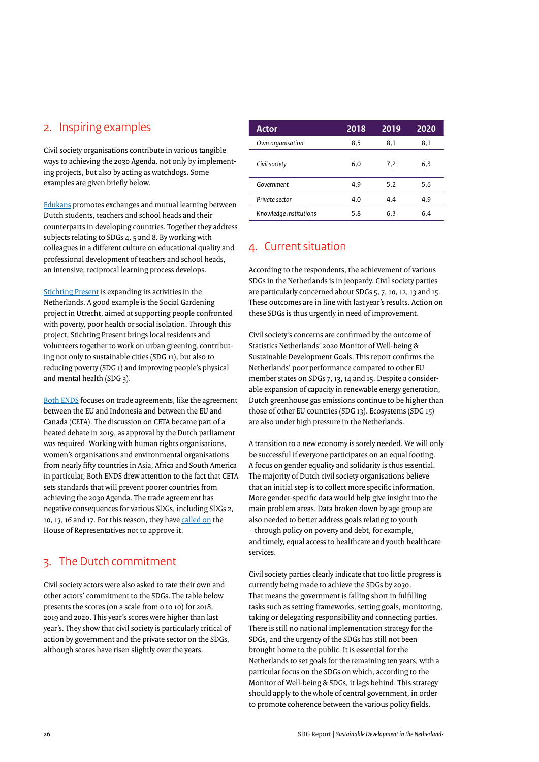## 2. Inspiring examples

Civil society organisations contribute in various tangible ways to achieving the 2030 Agenda, not only by implementing projects, but also by acting as watchdogs. Some examples are given briefly below.

Edukans promotes exchanges and mutual learning between Dutch students, teachers and school heads and their counterparts in developing countries. Together they address subjects relating to SDGs 4, 5 and 8. By working with colleagues in a different culture on educational quality and professional development of teachers and school heads, an intensive, reciprocal learning process develops.

Stichting Present is expanding its activities in the Netherlands. A good example is the Social Gardening project in Utrecht, aimed at supporting people confronted with poverty, poor health or social isolation. Through this project, Stichting Present brings local residents and volunteers together to work on urban greening, contributing not only to sustainable cities (SDG 11), but also to reducing poverty (SDG 1) and improving people's physical and mental health (SDG 3).

Both ENDS focuses on trade agreements, like the agreement between the EU and Indonesia and between the EU and Canada (CETA). The discussion on CETA became part of a heated debate in 2019, as approval by the Dutch parliament was required. Working with human rights organisations, women's organisations and environmental organisations from nearly fifty countries in Asia, Africa and South America in particular, Both ENDS drew attention to the fact that CETA sets standards that will prevent poorer countries from achieving the 2030 Agenda. The trade agreement has negative consequences for various SDGs, including SDGs 2, 10, 13, 16 and 17. For this reason, they have called on the House of Representatives not to approve it.

## 3. The Dutch commitment

Civil society actors were also asked to rate their own and other actors' commitment to the SDGs. The table below presents the scores (on a scale from 0 to 10) for 2018, 2019 and 2020. This year's scores were higher than last year's. They show that civil society is particularly critical of action by government and the private sector on the SDGs, although scores have risen slightly over the years.

| Actor | 2018 | 2019 | 2020 |
|---|---|---|---|
| *Own organisation* | 8,5 | 8,1 | 8,1 |
| *Civil society* | 6,0 | 7,2 | 6,3 |
| *Government* | 4,9 | 5,2 | 5,6 |
| *Private sector* | 4,0 | 4,4 | 4,9 |
| *Knowledge institutions* | 5,8 | 6,3 | 6,4 |

## 4. Current situation

According to the respondents, the achievement of various SDGs in the Netherlands is in jeopardy. Civil society parties are particularly concerned about SDGs 5, 7, 10, 12, 13 and 15. These outcomes are in line with last year's results. Action on these SDGs is thus urgently in need of improvement.

Civil society's concerns are confirmed by the outcome of Statistics Netherlands' 2020 Monitor of Well-being & Sustainable Development Goals. This report confirms the Netherlands' poor performance compared to other EU member states on SDGs 7, 13, 14 and 15. Despite a considerable expansion of capacity in renewable energy generation, Dutch greenhouse gas emissions continue to be higher than those of other EU countries (SDG 13). Ecosystems (SDG 15) are also under high pressure in the Netherlands.

A transition to a new economy is sorely needed. We will only be successful if everyone participates on an equal footing. A focus on gender equality and solidarity is thus essential. The majority of Dutch civil society organisations believe that an initial step is to collect more specific information. More gender-specific data would help give insight into the main problem areas. Data broken down by age group are also needed to better address goals relating to youth – through policy on poverty and debt, for example, and timely, equal access to healthcare and youth healthcare services.

Civil society parties clearly indicate that too little progress is currently being made to achieve the SDGs by 2030. That means the government is falling short in fulfilling tasks such as setting frameworks, setting goals, monitoring, taking or delegating responsibility and connecting parties. There is still no national implementation strategy for the SDGs, and the urgency of the SDGs has still not been brought home to the public. It is essential for the Netherlands to set goals for the remaining ten years, with a particular focus on the SDGs on which, according to the Monitor of Well-being & SDGs, it lags behind. This strategy should apply to the whole of central government, in order to promote coherence between the various policy fields.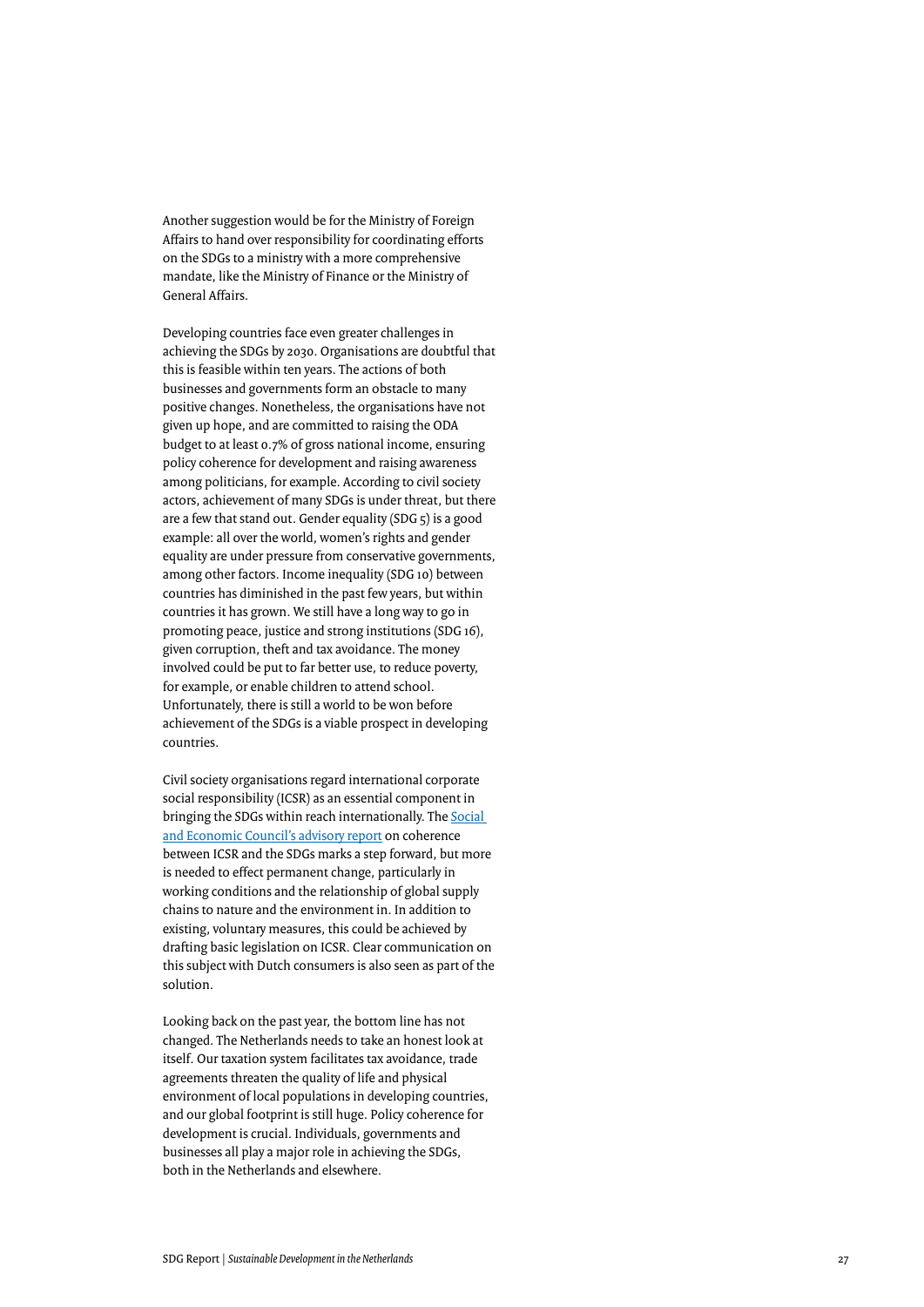Another suggestion would be for the Ministry of Foreign Affairs to hand over responsibility for coordinating efforts on the SDGs to a ministry with a more comprehensive mandate, like the Ministry of Finance or the Ministry of General Affairs.

Developing countries face even greater challenges in achieving the SDGs by 2030. Organisations are doubtful that this is feasible within ten years. The actions of both businesses and governments form an obstacle to many positive changes. Nonetheless, the organisations have not given up hope, and are committed to raising the ODA budget to at least 0.7% of gross national income, ensuring policy coherence for development and raising awareness among politicians, for example. According to civil society actors, achievement of many SDGs is under threat, but there are a few that stand out. Gender equality (SDG 5) is a good example: all over the world, women's rights and gender equality are under pressure from conservative governments, among other factors. Income inequality (SDG 10) between countries has diminished in the past few years, but within countries it has grown. We still have a long way to go in promoting peace, justice and strong institutions (SDG 16), given corruption, theft and tax avoidance. The money involved could be put to far better use, to reduce poverty, for example, or enable children to attend school. Unfortunately, there is still a world to be won before achievement of the SDGs is a viable prospect in developing countries.

Civil society organisations regard international corporate social responsibility (ICSR) as an essential component in bringing the SDGs within reach internationally. The Social and Economic Council's advisory report on coherence between ICSR and the SDGs marks a step forward, but more is needed to effect permanent change, particularly in working conditions and the relationship of global supply chains to nature and the environment in. In addition to existing, voluntary measures, this could be achieved by drafting basic legislation on ICSR. Clear communication on this subject with Dutch consumers is also seen as part of the solution.

Looking back on the past year, the bottom line has not changed. The Netherlands needs to take an honest look at itself. Our taxation system facilitates tax avoidance, trade agreements threaten the quality of life and physical environment of local populations in developing countries, and our global footprint is still huge. Policy coherence for development is crucial. Individuals, governments and businesses all play a major role in achieving the SDGs, both in the Netherlands and elsewhere.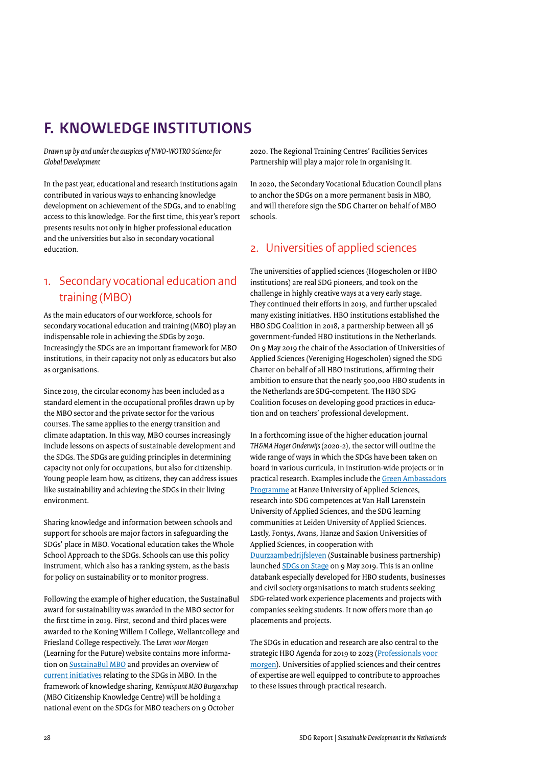# F. KNOWLEDGE INSTITUTIONS

*Drawn up by and under the auspices of NWO-WOTRO Science for Global Development*

In the past year, educational and research institutions again contributed in various ways to enhancing knowledge development on achievement of the SDGs, and to enabling access to this knowledge. For the first time, this year's report presents results not only in higher professional education and the universities but also in secondary vocational education.

## 1. Secondary vocational education and training (MBO)

As the main educators of our workforce, schools for secondary vocational education and training (MBO) play an indispensable role in achieving the SDGs by 2030. Increasingly the SDGs are an important framework for MBO institutions, in their capacity not only as educators but also as organisations.

Since 2019, the circular economy has been included as a standard element in the occupational profiles drawn up by the MBO sector and the private sector for the various courses. The same applies to the energy transition and climate adaptation. In this way, MBO courses increasingly include lessons on aspects of sustainable development and the SDGs. The SDGs are guiding principles in determining capacity not only for occupations, but also for citizenship. Young people learn how, as citizens, they can address issues like sustainability and achieving the SDGs in their living environment.

Sharing knowledge and information between schools and support for schools are major factors in safeguarding the SDGs' place in MBO. Vocational education takes the Whole School Approach to the SDGs. Schools can use this policy instrument, which also has a ranking system, as the basis for policy on sustainability or to monitor progress.

Following the example of higher education, the SustainaBul award for sustainability was awarded in the MBO sector for the first time in 2019. First, second and third places were awarded to the Koning Willem I College, Wellantcollege and Friesland College respectively. The *Leren voor Morgen* (Learning for the Future) website contains more information on SustainaBul MBO and provides an overview of current initiatives relating to the SDGs in MBO. In the framework of knowledge sharing, *Kennispunt MBO Burgerschap* (MBO Citizenship Knowledge Centre) will be holding a national event on the SDGs for MBO teachers on 9 October 2020. The Regional Training Centres' Facilities Services Partnership will play a major role in organising it.

In 2020, the Secondary Vocational Education Council plans to anchor the SDGs on a more permanent basis in MBO, and will therefore sign the SDG Charter on behalf of MBO schools.

## 2. Universities of applied sciences

The universities of applied sciences (Hogescholen or HBO institutions) are real SDG pioneers, and took on the challenge in highly creative ways at a very early stage. They continued their efforts in 2019, and further upscaled many existing initiatives. HBO institutions established the HBO SDG Coalition in 2018, a partnership between all 36 government-funded HBO institutions in the Netherlands. On 9 May 2019 the chair of the Association of Universities of Applied Sciences (Vereniging Hogescholen) signed the SDG Charter on behalf of all HBO institutions, affirming their ambition to ensure that the nearly 500,000 HBO students in the Netherlands are SDG-competent. The HBO SDG Coalition focuses on developing good practices in education and on teachers' professional development.

In a forthcoming issue of the higher education journal *TH&MA Hoger Onderwijs* (2020-2), the sector will outline the wide range of ways in which the SDGs have been taken on board in various curricula, in institution-wide projects or in practical research. Examples include the Green Ambassadors Programme at Hanze University of Applied Sciences, research into SDG competences at Van Hall Larenstein University of Applied Sciences, and the SDG learning communities at Leiden University of Applied Sciences. Lastly, Fontys, Avans, Hanze and Saxion Universities of Applied Sciences, in cooperation with Duurzaambedrijfsleven (Sustainable business partnership) launched SDGs on Stage on 9 May 2019. This is an online databank especially developed for HBO students, businesses and civil society organisations to match students seeking SDG-related work experience placements and projects with companies seeking students. It now offers more than 40 placements and projects.

The SDGs in education and research are also central to the strategic HBO Agenda for 2019 to 2023 (Professionals voor morgen). Universities of applied sciences and their centres of expertise are well equipped to contribute to approaches to these issues through practical research.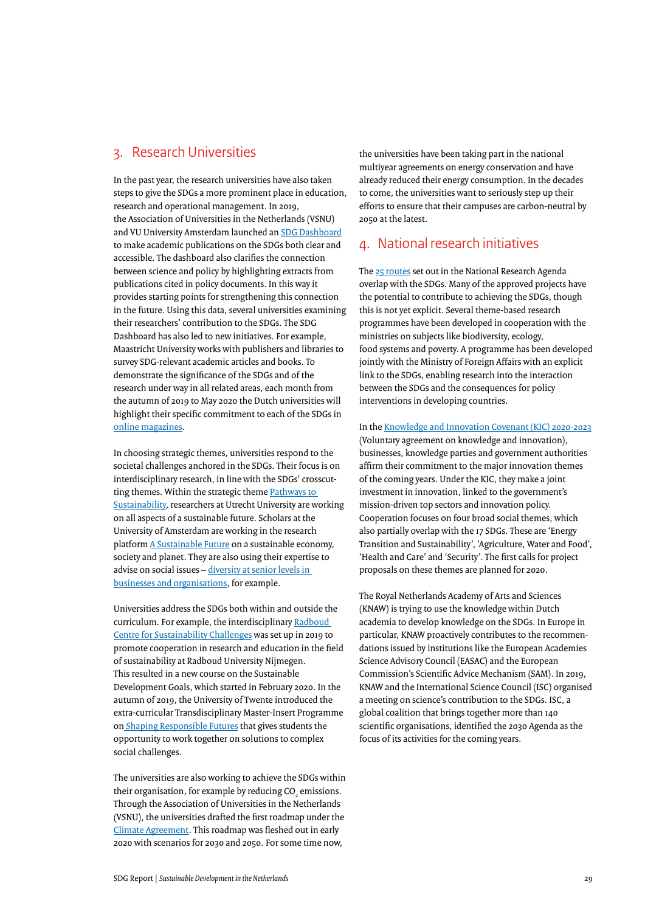## 3. Research Universities

In the past year, the research universities have also taken steps to give the SDGs a more prominent place in education, research and operational management. In 2019, the Association of Universities in the Netherlands (VSNU) and VU University Amsterdam launched an SDG Dashboard to make academic publications on the SDGs both clear and accessible. The dashboard also clarifies the connection between science and policy by highlighting extracts from publications cited in policy documents. In this way it provides starting points for strengthening this connection in the future. Using this data, several universities examining their researchers' contribution to the SDGs. The SDG Dashboard has also led to new initiatives. For example, Maastricht University works with publishers and libraries to survey SDG-relevant academic articles and books. To demonstrate the significance of the SDGs and of the research under way in all related areas, each month from the autumn of 2019 to May 2020 the Dutch universities will highlight their specific commitment to each of the SDGs in online magazines.

In choosing strategic themes, universities respond to the societal challenges anchored in the SDGs. Their focus is on interdisciplinary research, in line with the SDGs' crosscutting themes. Within the strategic theme Pathways to Sustainability, researchers at Utrecht University are working on all aspects of a sustainable future. Scholars at the University of Amsterdam are working in the research platform A Sustainable Future on a sustainable economy, society and planet. They are also using their expertise to advise on social issues – diversity at senior levels in businesses and organisations, for example.

Universities address the SDGs both within and outside the curriculum. For example, the interdisciplinary Radboud Centre for Sustainability Challenges was set up in 2019 to promote cooperation in research and education in the field of sustainability at Radboud University Nijmegen. This resulted in a new course on the Sustainable Development Goals, which started in February 2020. In the autumn of 2019, the University of Twente introduced the extra-curricular Transdisciplinary Master-Insert Programme on Shaping Responsible Futures that gives students the opportunity to work together on solutions to complex social challenges.

The universities are also working to achieve the SDGs within their organisation, for example by reducing $CO_2$ emissions. Through the Association of Universities in the Netherlands (VSNU), the universities drafted the first roadmap under the Climate Agreement. This roadmap was fleshed out in early 2020 with scenarios for 2030 and 2050. For some time now, the universities have been taking part in the national multiyear agreements on energy conservation and have already reduced their energy consumption. In the decades to come, the universities want to seriously step up their efforts to ensure that their campuses are carbon-neutral by 2050 at the latest.

## 4. National research initiatives

The 25 routes set out in the National Research Agenda overlap with the SDGs. Many of the approved projects have the potential to contribute to achieving the SDGs, though this is not yet explicit. Several theme-based research programmes have been developed in cooperation with the ministries on subjects like biodiversity, ecology, food systems and poverty. A programme has been developed jointly with the Ministry of Foreign Affairs with an explicit link to the SDGs, enabling research into the interaction between the SDGs and the consequences for policy interventions in developing countries.

In the Knowledge and Innovation Covenant (KIC) 2020-2023 (Voluntary agreement on knowledge and innovation), businesses, knowledge parties and government authorities affirm their commitment to the major innovation themes of the coming years. Under the KIC, they make a joint investment in innovation, linked to the government's mission-driven top sectors and innovation policy. Cooperation focuses on four broad social themes, which also partially overlap with the 17 SDGs. These are 'Energy Transition and Sustainability', 'Agriculture, Water and Food', 'Health and Care' and 'Security'. The first calls for project proposals on these themes are planned for 2020.

The Royal Netherlands Academy of Arts and Sciences (KNAW) is trying to use the knowledge within Dutch academia to develop knowledge on the SDGs. In Europe in particular, KNAW proactively contributes to the recommendations issued by institutions like the European Academies Science Advisory Council (EASAC) and the European Commission's Scientific Advice Mechanism (SAM). In 2019, KNAW and the International Science Council (ISC) organised a meeting on science's contribution to the SDGs. ISC, a global coalition that brings together more than 140 scientific organisations, identified the 2030 Agenda as the focus of its activities for the coming years.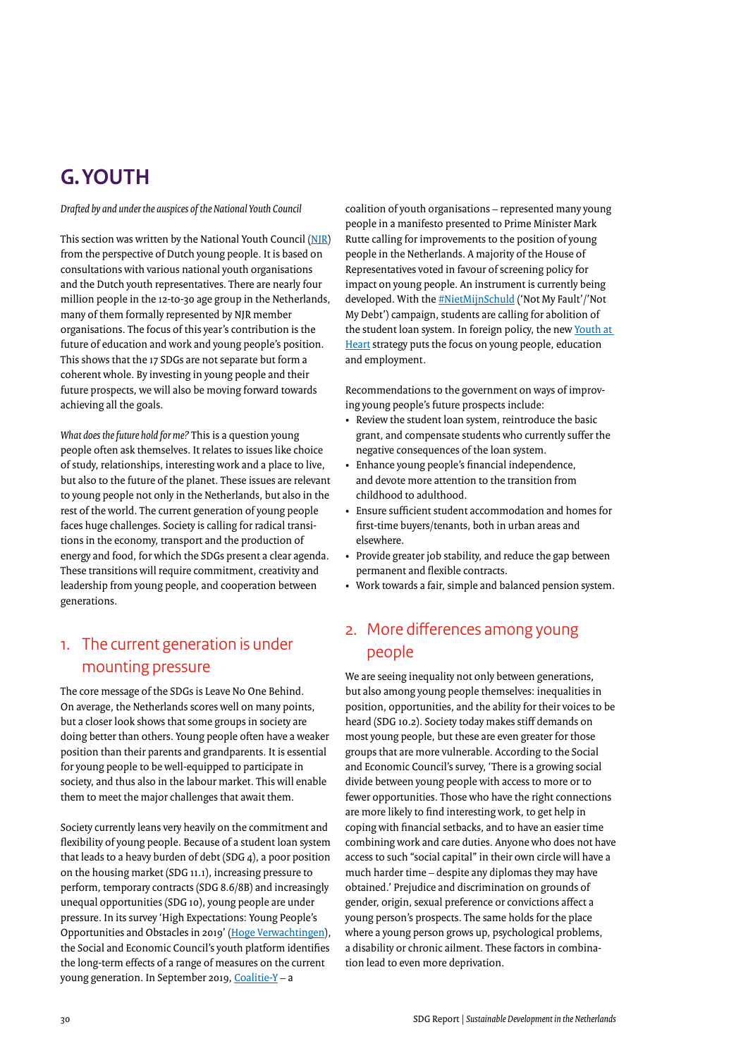# G. YOUTH

*Drafted by and under the auspices of the National Youth Council*

This section was written by the National Youth Council (NJR) from the perspective of Dutch young people. It is based on consultations with various national youth organisations and the Dutch youth representatives. There are nearly four million people in the 12-to-30 age group in the Netherlands, many of them formally represented by NJR member organisations. The focus of this year's contribution is the future of education and work and young people's position. This shows that the 17 SDGs are not separate but form a coherent whole. By investing in young people and their future prospects, we will also be moving forward towards achieving all the goals.

*What does the future hold for me?* This is a question young people often ask themselves. It relates to issues like choice of study, relationships, interesting work and a place to live, but also to the future of the planet. These issues are relevant to young people not only in the Netherlands, but also in the rest of the world. The current generation of young people faces huge challenges. Society is calling for radical transitions in the economy, transport and the production of energy and food, for which the SDGs present a clear agenda. These transitions will require commitment, creativity and leadership from young people, and cooperation between generations.

## 1. The current generation is under mounting pressure

The core message of the SDGs is Leave No One Behind. On average, the Netherlands scores well on many points, but a closer look shows that some groups in society are doing better than others. Young people often have a weaker position than their parents and grandparents. It is essential for young people to be well-equipped to participate in society, and thus also in the labour market. This will enable them to meet the major challenges that await them.

Society currently leans very heavily on the commitment and flexibility of young people. Because of a student loan system that leads to a heavy burden of debt (SDG 4), a poor position on the housing market (SDG 11.1), increasing pressure to perform, temporary contracts (SDG 8.6/8B) and increasingly unequal opportunities (SDG 10), young people are under pressure. In its survey 'High Expectations: Young People's Opportunities and Obstacles in 2019' (Hoge Verwachtingen), the Social and Economic Council's youth platform identifies the long-term effects of a range of measures on the current young generation. In September 2019, Coalitie-Y – a coalition of youth organisations – represented many young people in a manifesto presented to Prime Minister Mark Rutte calling for improvements to the position of young people in the Netherlands. A majority of the House of Representatives voted in favour of screening policy for impact on young people. An instrument is currently being developed. With the #NietMijnSchuld ('Not My Fault'/'Not My Debt') campaign, students are calling for abolition of the student loan system. In foreign policy, the new Youth at Heart strategy puts the focus on young people, education and employment.

Recommendations to the government on ways of improving young people's future prospects include:

- Review the student loan system, reintroduce the basic grant, and compensate students who currently suffer the negative consequences of the loan system.
- Enhance young people's financial independence, and devote more attention to the transition from childhood to adulthood.
- Ensure sufficient student accommodation and homes for first-time buyers/tenants, both in urban areas and elsewhere.
- Provide greater job stability, and reduce the gap between permanent and flexible contracts.
- Work towards a fair, simple and balanced pension system.

## 2. More differences among young people

We are seeing inequality not only between generations, but also among young people themselves: inequalities in position, opportunities, and the ability for their voices to be heard (SDG 10.2). Society today makes stiff demands on most young people, but these are even greater for those groups that are more vulnerable. According to the Social and Economic Council's survey, 'There is a growing social divide between young people with access to more or to fewer opportunities. Those who have the right connections are more likely to find interesting work, to get help in coping with financial setbacks, and to have an easier time combining work and care duties. Anyone who does not have access to such "social capital" in their own circle will have a much harder time – despite any diplomas they may have obtained.' Prejudice and discrimination on grounds of gender, origin, sexual preference or convictions affect a young person's prospects. The same holds for the place where a young person grows up, psychological problems, a disability or chronic ailment. These factors in combination lead to even more deprivation.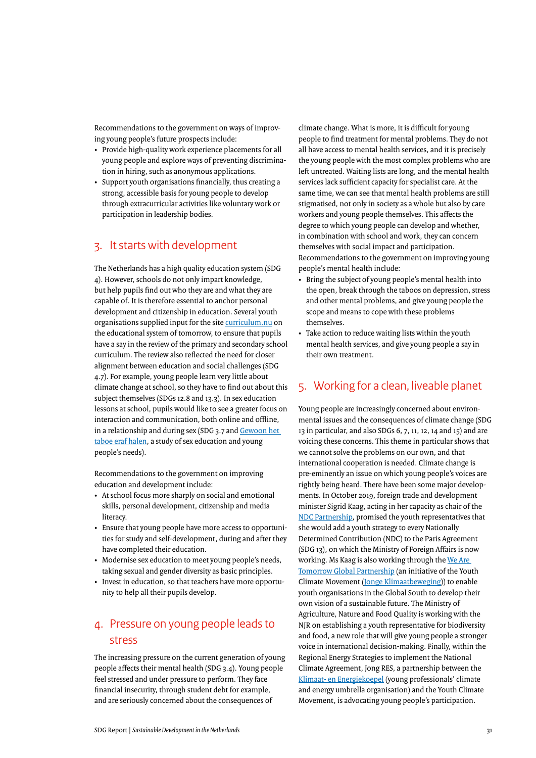Recommendations to the government on ways of improving young people's future prospects include:

- Provide high-quality work experience placements for all young people and explore ways of preventing discrimination in hiring, such as anonymous applications.
- Support youth organisations financially, thus creating a strong, accessible basis for young people to develop through extracurricular activities like voluntary work or participation in leadership bodies.

## 3. It starts with development

The Netherlands has a high quality education system (SDG 4). However, schools do not only impart knowledge, but help pupils find out who they are and what they are capable of. It is therefore essential to anchor personal development and citizenship in education. Several youth organisations supplied input for the site [curriculum.nu](curriculum.nu) on the educational system of tomorrow, to ensure that pupils have a say in the review of the primary and secondary school curriculum. The review also reflected the need for closer alignment between education and social challenges (SDG 4.7). For example, young people learn very little about climate change at school, so they have to find out about this subject themselves (SDGs 12.8 and 13.3). In sex education lessons at school, pupils would like to see a greater focus on interaction and communication, both online and offline, in a relationship and during sex (SDG 3.7 and Gewoon het taboe eraf halen, a study of sex education and young people's needs).

Recommendations to the government on improving education and development include:

- At school focus more sharply on social and emotional skills, personal development, citizenship and media literacy.
- Ensure that young people have more access to opportunities for study and self-development, during and after they have completed their education.
- Modernise sex education to meet young people's needs, taking sexual and gender diversity as basic principles.
- Invest in education, so that teachers have more opportunity to help all their pupils develop.

## 4. Pressure on young people leads to stress

The increasing pressure on the current generation of young people affects their mental health (SDG 3.4). Young people feel stressed and under pressure to perform. They face financial insecurity, through student debt for example, and are seriously concerned about the consequences of climate change. What is more, it is difficult for young people to find treatment for mental problems. They do not all have access to mental health services, and it is precisely the young people with the most complex problems who are left untreated. Waiting lists are long, and the mental health services lack sufficient capacity for specialist care. At the same time, we can see that mental health problems are still stigmatised, not only in society as a whole but also by care workers and young people themselves. This affects the degree to which young people can develop and whether, in combination with school and work, they can concern themselves with social impact and participation. Recommendations to the government on improving young people's mental health include:

- Bring the subject of young people's mental health into the open, break through the taboos on depression, stress and other mental problems, and give young people the scope and means to cope with these problems themselves.
- Take action to reduce waiting lists within the youth mental health services, and give young people a say in their own treatment.

## 5. Working for a clean, liveable planet

Young people are increasingly concerned about environmental issues and the consequences of climate change (SDG 13 in particular, and also SDGs 6, 7, 11, 12, 14 and 15) and are voicing these concerns. This theme in particular shows that we cannot solve the problems on our own, and that international cooperation is needed. Climate change is pre-eminently an issue on which young people's voices are rightly being heard. There have been some major developments. In October 2019, foreign trade and development minister Sigrid Kaag, acting in her capacity as chair of the NDC Partnership, promised the youth representatives that she would add a youth strategy to every Nationally Determined Contribution (NDC) to the Paris Agreement (SDG 13), on which the Ministry of Foreign Affairs is now working. Ms Kaag is also working through the We Are Tomorrow Global Partnership (an initiative of the Youth Climate Movement (Jonge Klimaatbeweging)) to enable youth organisations in the Global South to develop their own vision of a sustainable future. The Ministry of Agriculture, Nature and Food Quality is working with the NJR on establishing a youth representative for biodiversity and food, a new role that will give young people a stronger voice in international decision-making. Finally, within the Regional Energy Strategies to implement the National Climate Agreement, Jong RES, a partnership between the Klimaat- en Energiekoepel (young professionals' climate and energy umbrella organisation) and the Youth Climate Movement, is advocating young people's participation.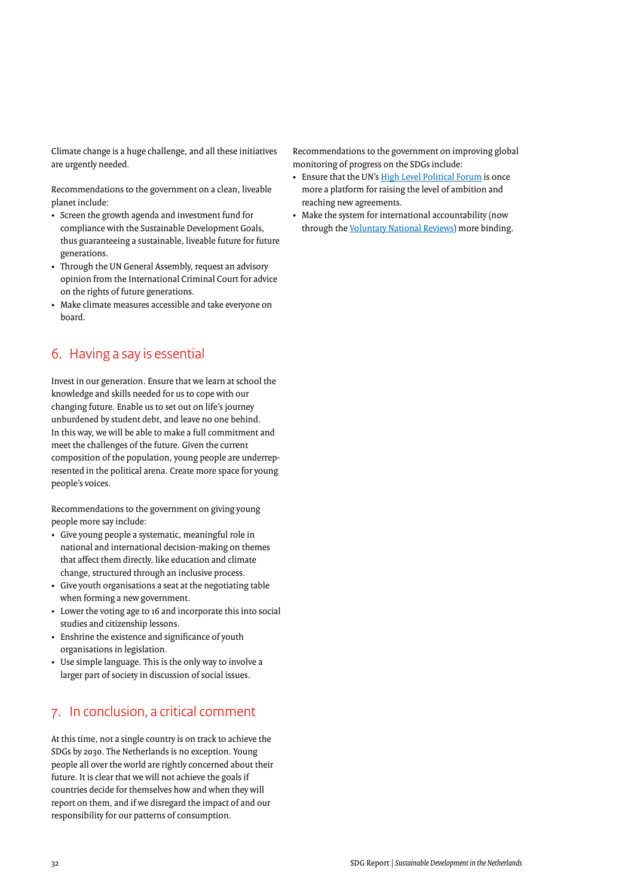Climate change is a huge challenge, and all these initiatives are urgently needed.

Recommendations to the government on a clean, liveable planet include:

- Screen the growth agenda and investment fund for compliance with the Sustainable Development Goals, thus guaranteeing a sustainable, liveable future for future generations.
- Through the UN General Assembly, request an advisory opinion from the International Criminal Court for advice on the rights of future generations.
- Make climate measures accessible and take everyone on board.

## 6. Having a say is essential

Invest in our generation. Ensure that we learn at school the knowledge and skills needed for us to cope with our changing future. Enable us to set out on life's journey unburdened by student debt, and leave no one behind. In this way, we will be able to make a full commitment and meet the challenges of the future. Given the current composition of the population, young people are underrepresented in the political arena. Create more space for young people's voices.

Recommendations to the government on giving young people more say include:

- Give young people a systematic, meaningful role in national and international decision-making on themes that affect them directly, like education and climate change, structured through an inclusive process.
- Give youth organisations a seat at the negotiating table when forming a new government.
- Lower the voting age to 16 and incorporate this into social studies and citizenship lessons.
- Enshrine the existence and significance of youth organisations in legislation.
- Use simple language. This is the only way to involve a larger part of society in discussion of social issues.

## 7. In conclusion, a critical comment

At this time, not a single country is on track to achieve the SDGs by 2030. The Netherlands is no exception. Young people all over the world are rightly concerned about their future. It is clear that we will not achieve the goals if countries decide for themselves how and when they will report on them, and if we disregard the impact of and our responsibility for our patterns of consumption.

Recommendations to the government on improving global monitoring of progress on the SDGs include:

- Ensure that the UN's High Level Political Forum is once more a platform for raising the level of ambition and reaching new agreements.
- Make the system for international accountability (now through the Voluntary National Reviews) more binding.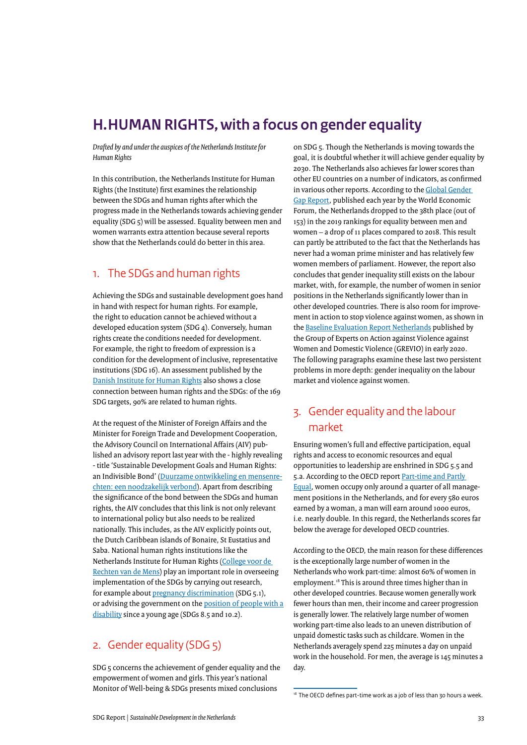# H. HUMAN RIGHTS, with a focus on gender equality

*Drafted by and under the auspices of the Netherlands Institute for Human Rights*

In this contribution, the Netherlands Institute for Human Rights (the Institute) first examines the relationship between the SDGs and human rights after which the progress made in the Netherlands towards achieving gender equality (SDG 5) will be assessed. Equality between men and women warrants extra attention because several reports show that the Netherlands could do better in this area.

## 1. The SDGs and human rights

Achieving the SDGs and sustainable development goes hand in hand with respect for human rights. For example, the right to education cannot be achieved without a developed education system (SDG 4). Conversely, human rights create the conditions needed for development. For example, the right to freedom of expression is a condition for the development of inclusive, representative institutions (SDG 16). An assessment published by the Danish Institute for Human Rights also shows a close connection between human rights and the SDGs: of the 169 SDG targets, 90% are related to human rights.

At the request of the Minister of Foreign Affairs and the Minister for Foreign Trade and Development Cooperation, the Advisory Council on International Affairs (AIV) published an advisory report last year with the - highly revealing - title 'Sustainable Development Goals and Human Rights: an Indivisible Bond' (Duurzame ontwikkeling en mensenrechten: een noodzakelijk verbond). Apart from describing the significance of the bond between the SDGs and human rights, the AIV concludes that this link is not only relevant to international policy but also needs to be realized nationally. This includes, as the AIV explicitly points out, the Dutch Caribbean islands of Bonaire, St Eustatius and Saba. National human rights institutions like the Netherlands Institute for Human Rights (College voor de Rechten van de Mens) play an important role in overseeing implementation of the SDGs by carrying out research, for example about pregnancy discrimination (SDG 5.1), or advising the government on the position of people with a disability since a young age (SDGs 8.5 and 10.2).

## 2. Gender equality (SDG 5)

SDG 5 concerns the achievement of gender equality and the empowerment of women and girls. This year's national Monitor of Well-being & SDGs presents mixed conclusions on SDG 5. Though the Netherlands is moving towards the goal, it is doubtful whether it will achieve gender equality by 2030. The Netherlands also achieves far lower scores than other EU countries on a number of indicators, as confirmed in various other reports. According to the Global Gender Gap Report, published each year by the World Economic Forum, the Netherlands dropped to the 38th place (out of 153) in the 2019 rankings for equality between men and women – a drop of 11 places compared to 2018. This result can partly be attributed to the fact that the Netherlands has never had a woman prime minister and has relatively few women members of parliament. However, the report also concludes that gender inequality still exists on the labour market, with, for example, the number of women in senior positions in the Netherlands significantly lower than in other developed countries. There is also room for improvement in action to stop violence against women, as shown in the Baseline Evaluation Report Netherlands published by the Group of Experts on Action against Violence against Women and Domestic Violence (GREVIO) in early 2020. The following paragraphs examine these last two persistent problems in more depth: gender inequality on the labour market and violence against women.

## 3. Gender equality and the labour market

Ensuring women's full and effective participation, equal rights and access to economic resources and equal opportunities to leadership are enshrined in SDG 5.5 and 5.a. According to the OECD report Part-time and Partly Equal, women occupy only around a quarter of all management positions in the Netherlands, and for every 580 euros earned by a woman, a man will earn around 1000 euros, i.e. nearly double. In this regard, the Netherlands scores far below the average for developed OECD countries.

According to the OECD, the main reason for these differences is the exceptionally large number of women in the Netherlands who work part-time: almost 60% of women in employment.[18] This is around three times higher than in other developed countries. Because women generally work fewer hours than men, their income and career progression is generally lower. The relatively large number of women working part-time also leads to an uneven distribution of unpaid domestic tasks such as childcare. Women in the Netherlands averagely spend 225 minutes a day on unpaid work in the household. For men, the average is 145 minutes a day.

[18] The OECD defines part-time work as a job of less than 30 hours a week.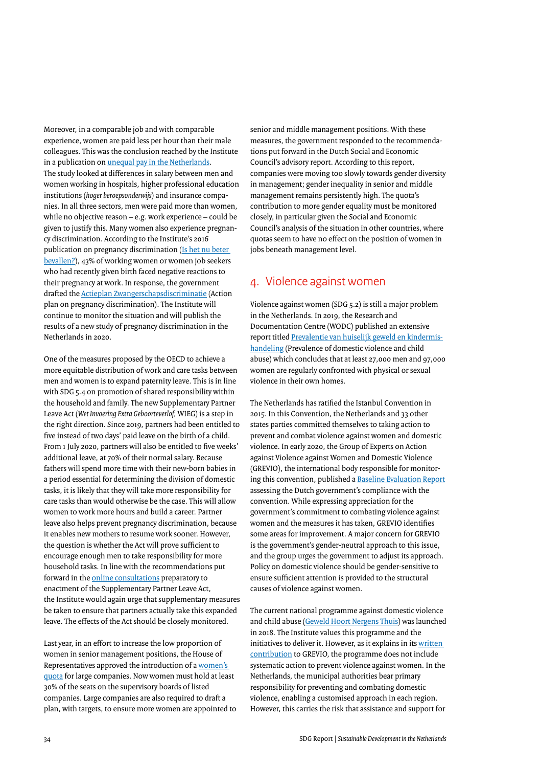Moreover, in a comparable job and with comparable experience, women are paid less per hour than their male colleagues. This was the conclusion reached by the Institute in a publication on unequal pay in the Netherlands. The study looked at differences in salary between men and women working in hospitals, higher professional education institutions (*hoger beroepsonderwijs*) and insurance companies. In all three sectors, men were paid more than women, while no objective reason – e.g. work experience – could be given to justify this. Many women also experience pregnancy discrimination. According to the Institute's 2016 publication on pregnancy discrimination (Is het nu beter bevallen?), 43% of working women or women job seekers who had recently given birth faced negative reactions to their pregnancy at work. In response, the government drafted the Actieplan Zwangerschapsdiscriminatie (Action plan on pregnancy discrimination). The Institute will continue to monitor the situation and will publish the results of a new study of pregnancy discrimination in the Netherlands in 2020.

One of the measures proposed by the OECD to achieve a more equitable distribution of work and care tasks between men and women is to expand paternity leave. This is in line with SDG 5.4 on promotion of shared responsibility within the household and family. The new Supplementary Partner Leave Act (*Wet Invoering Extra Geboorteverlof*, WIEG) is a step in the right direction. Since 2019, partners had been entitled to five instead of two days' paid leave on the birth of a child. From 1 July 2020, partners will also be entitled to five weeks' additional leave, at 70% of their normal salary. Because fathers will spend more time with their new-born babies in a period essential for determining the division of domestic tasks, it is likely that they will take more responsibility for care tasks than would otherwise be the case. This will allow women to work more hours and build a career. Partner leave also helps prevent pregnancy discrimination, because it enables new mothers to resume work sooner. However, the question is whether the Act will prove sufficient to encourage enough men to take responsibility for more household tasks. In line with the recommendations put forward in the online consultations preparatory to enactment of the Supplementary Partner Leave Act, the Institute would again urge that supplementary measures be taken to ensure that partners actually take this expanded leave. The effects of the Act should be closely monitored.

Last year, in an effort to increase the low proportion of women in senior management positions, the House of Representatives approved the introduction of a women's quota for large companies. Now women must hold at least 30% of the seats on the supervisory boards of listed companies. Large companies are also required to draft a plan, with targets, to ensure more women are appointed to senior and middle management positions. With these measures, the government responded to the recommendations put forward in the Dutch Social and Economic Council's advisory report. According to this report, companies were moving too slowly towards gender diversity in management; gender inequality in senior and middle management remains persistently high. The quota's contribution to more gender equality must be monitored closely, in particular given the Social and Economic Council's analysis of the situation in other countries, where quotas seem to have no effect on the position of women in jobs beneath management level.

## 4. Violence against women

Violence against women (SDG 5.2) is still a major problem in the Netherlands. In 2019, the Research and Documentation Centre (WODC) published an extensive report titled Prevalentie van huiselijk geweld en kindermishandeling (Prevalence of domestic violence and child abuse) which concludes that at least 27,000 men and 97,000 women are regularly confronted with physical or sexual violence in their own homes.

The Netherlands has ratified the Istanbul Convention in 2015. In this Convention, the Netherlands and 33 other states parties committed themselves to taking action to prevent and combat violence against women and domestic violence. In early 2020, the Group of Experts on Action against Violence against Women and Domestic Violence (GREVIO), the international body responsible for monitoring this convention, published a Baseline Evaluation Report assessing the Dutch government's compliance with the convention. While expressing appreciation for the government's commitment to combating violence against women and the measures it has taken, GREVIO identifies some areas for improvement. A major concern for GREVIO is the government's gender-neutral approach to this issue, and the group urges the government to adjust its approach. Policy on domestic violence should be gender-sensitive to ensure sufficient attention is provided to the structural causes of violence against women.

The current national programme against domestic violence and child abuse (Geweld Hoort Nergens Thuis) was launched in 2018. The Institute values this programme and the initiatives to deliver it. However, as it explains in its written contribution to GREVIO, the programme does not include systematic action to prevent violence against women. In the Netherlands, the municipal authorities bear primary responsibility for preventing and combating domestic violence, enabling a customised approach in each region. However, this carries the risk that assistance and support for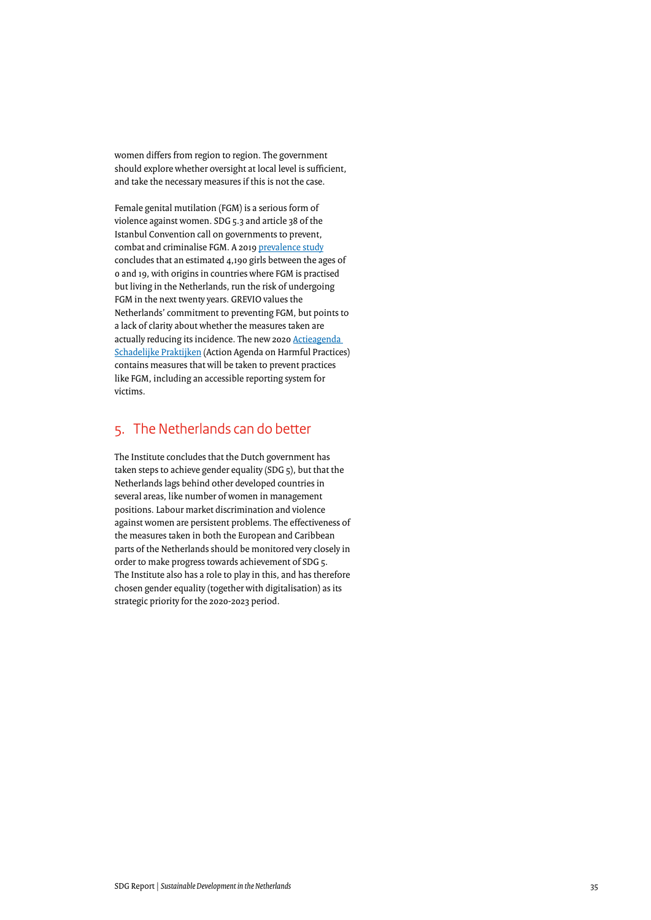women differs from region to region. The government should explore whether oversight at local level is sufficient, and take the necessary measures if this is not the case.

Female genital mutilation (FGM) is a serious form of violence against women. SDG 5.3 and article 38 of the Istanbul Convention call on governments to prevent, combat and criminalise FGM. A 2019 prevalence study concludes that an estimated 4,190 girls between the ages of 0 and 19, with origins in countries where FGM is practised but living in the Netherlands, run the risk of undergoing FGM in the next twenty years. GREVIO values the Netherlands' commitment to preventing FGM, but points to a lack of clarity about whether the measures taken are actually reducing its incidence. The new 2020 Actieagenda Schadelijke Praktijken (Action Agenda on Harmful Practices) contains measures that will be taken to prevent practices like FGM, including an accessible reporting system for victims.

## 5. The Netherlands can do better

The Institute concludes that the Dutch government has taken steps to achieve gender equality (SDG 5), but that the Netherlands lags behind other developed countries in several areas, like number of women in management positions. Labour market discrimination and violence against women are persistent problems. The effectiveness of the measures taken in both the European and Caribbean parts of the Netherlands should be monitored very closely in order to make progress towards achievement of SDG 5. The Institute also has a role to play in this, and has therefore chosen gender equality (together with digitalisation) as its strategic priority for the 2020-2023 period.